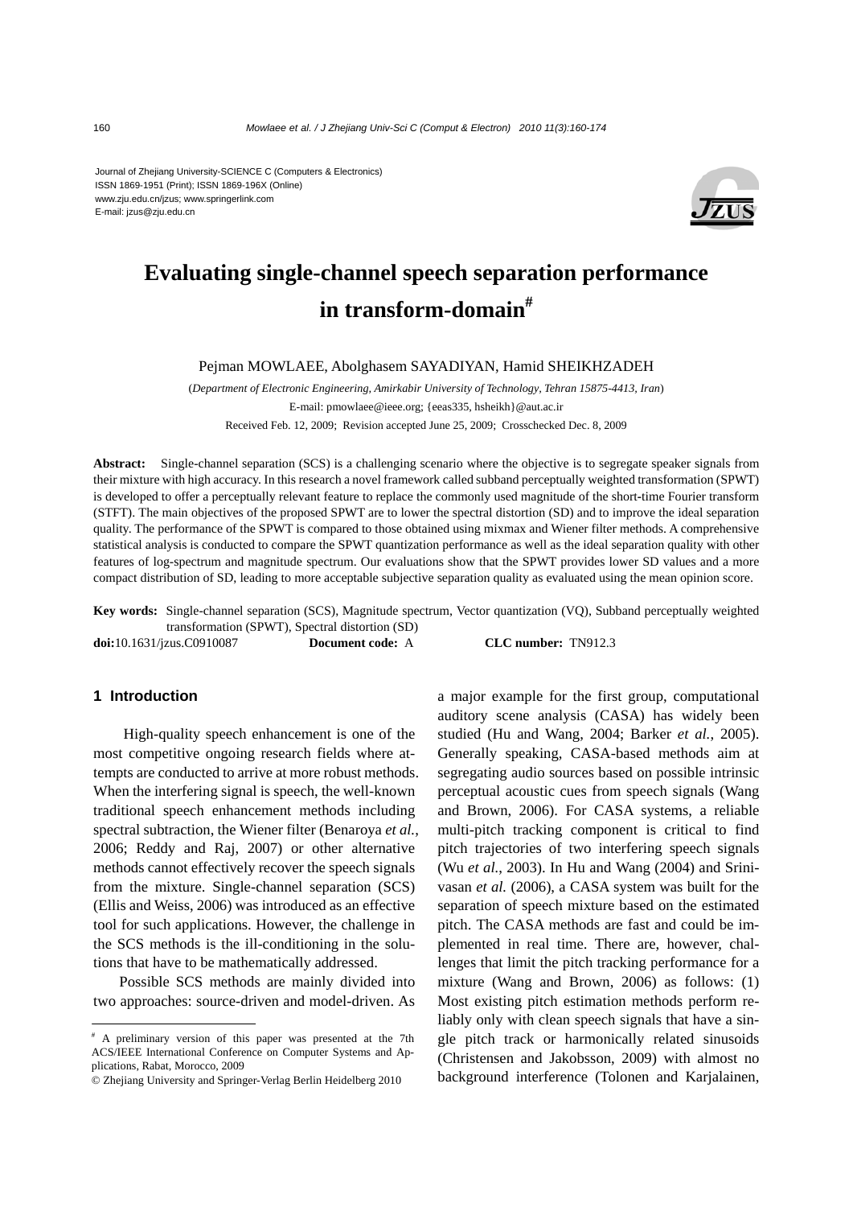Journal of Zhejiang University-SCIENCE C (Computers & Electronics)
ISSN 1869-1951 (Print); ISSN 1869-196X (Online)
www.zju.edu.cn/jzus; www.springerlink.com
E-mail: jzus@zju.edu.cn

# Evaluating single-channel speech separation performance in transform-domain[#]

Pejman MOWLAEE, Abolghasem SAYADIYAN, Hamid SHEIKHZADEH

(*Department of Electronic Engineering, Amirkabir University of Technology, Tehran 15875-4413, Iran*)

E-mail: pmowlaee@ieee.org; {eeas335, hsheikh}@aut.ac.ir

Received Feb. 12, 2009; Revision accepted June 25, 2009; Crosschecked Dec. 8, 2009

**Abstract:** Single-channel separation (SCS) is a challenging scenario where the objective is to segregate speaker signals from their mixture with high accuracy. In this research a novel framework called subband perceptually weighted transformation (SPWT) is developed to offer a perceptually relevant feature to replace the commonly used magnitude of the short-time Fourier transform (STFT). The main objectives of the proposed SPWT are to lower the spectral distortion (SD) and to improve the ideal separation quality. The performance of the SPWT is compared to those obtained using mixmax and Wiener filter methods. A comprehensive statistical analysis is conducted to compare the SPWT quantization performance as well as the ideal separation quality with other features of log-spectrum and magnitude spectrum. Our evaluations show that the SPWT provides lower SD values and a more compact distribution of SD, leading to more acceptable subjective separation quality as evaluated using the mean opinion score.

**Key words:** Single-channel separation (SCS), Magnitude spectrum, Vector quantization (VQ), Subband perceptually weighted transformation (SPWT), Spectral distortion (SD)

**doi:**10.1631/jzus.C0910087 **Document code:** A **CLC number:** TN912.3

## 1 Introduction

High-quality speech enhancement is one of the most competitive ongoing research fields where attempts are conducted to arrive at more robust methods. When the interfering signal is speech, the well-known traditional speech enhancement methods including spectral subtraction, the Wiener filter (Benaroya *et al.*, 2006; Reddy and Raj, 2007) or other alternative methods cannot effectively recover the speech signals from the mixture. Single-channel separation (SCS) (Ellis and Weiss, 2006) was introduced as an effective tool for such applications. However, the challenge in the SCS methods is the ill-conditioning in the solutions that have to be mathematically addressed.

Possible SCS methods are mainly divided into two approaches: source-driven and model-driven. As a major example for the first group, computational auditory scene analysis (CASA) has widely been studied (Hu and Wang, 2004; Barker *et al.*, 2005). Generally speaking, CASA-based methods aim at segregating audio sources based on possible intrinsic perceptual acoustic cues from speech signals (Wang and Brown, 2006). For CASA systems, a reliable multi-pitch tracking component is critical to find pitch trajectories of two interfering speech signals (Wu *et al.*, 2003). In Hu and Wang (2004) and Srinivasan *et al.* (2006), a CASA system was built for the separation of speech mixture based on the estimated pitch. The CASA methods are fast and could be implemented in real time. There are, however, challenges that limit the pitch tracking performance for a mixture (Wang and Brown, 2006) as follows: (1) Most existing pitch estimation methods perform reliably only with clean speech signals that have a single pitch track or harmonically related sinusoids (Christensen and Jakobsson, 2009) with almost no background interference (Tolonen and Karjalainen,

---

[#] A preliminary version of this paper was presented at the 7th ACS/IEEE International Conference on Computer Systems and Applications, Rabat, Morocco, 2009

© Zhejiang University and Springer-Verlag Berlin Heidelberg 2010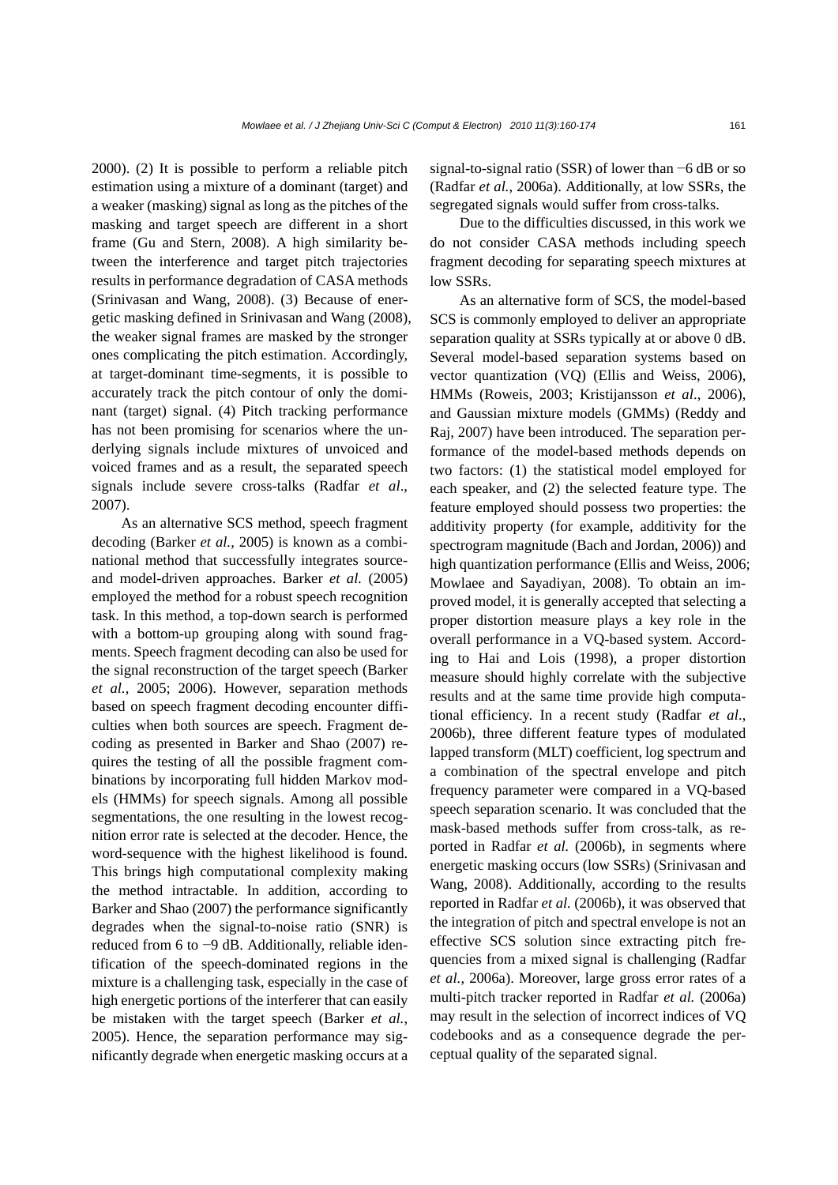2000). (2) It is possible to perform a reliable pitch estimation using a mixture of a dominant (target) and a weaker (masking) signal as long as the pitches of the masking and target speech are different in a short frame (Gu and Stern, 2008). A high similarity between the interference and target pitch trajectories results in performance degradation of CASA methods (Srinivasan and Wang, 2008). (3) Because of energetic masking defined in Srinivasan and Wang (2008), the weaker signal frames are masked by the stronger ones complicating the pitch estimation. Accordingly, at target-dominant time-segments, it is possible to accurately track the pitch contour of only the dominant (target) signal. (4) Pitch tracking performance has not been promising for scenarios where the underlying signals include mixtures of unvoiced and voiced frames and as a result, the separated speech signals include severe cross-talks (Radfar *et al*., 2007).

As an alternative SCS method, speech fragment decoding (Barker *et al.*, 2005) is known as a combinational method that successfully integrates source- and model-driven approaches. Barker *et al.* (2005) employed the method for a robust speech recognition task. In this method, a top-down search is performed with a bottom-up grouping along with sound fragments. Speech fragment decoding can also be used for the signal reconstruction of the target speech (Barker *et al.*, 2005; 2006). However, separation methods based on speech fragment decoding encounter difficulties when both sources are speech. Fragment decoding as presented in Barker and Shao (2007) requires the testing of all the possible fragment combinations by incorporating full hidden Markov models (HMMs) for speech signals. Among all possible segmentations, the one resulting in the lowest recognition error rate is selected at the decoder. Hence, the word-sequence with the highest likelihood is found. This brings high computational complexity making the method intractable. In addition, according to Barker and Shao (2007) the performance significantly degrades when the signal-to-noise ratio (SNR) is reduced from 6 to −9 dB. Additionally, reliable identification of the speech-dominated regions in the mixture is a challenging task, especially in the case of high energetic portions of the interferer that can easily be mistaken with the target speech (Barker *et al.*, 2005). Hence, the separation performance may significantly degrade when energetic masking occurs at a signal-to-signal ratio (SSR) of lower than −6 dB or so (Radfar *et al.*, 2006a). Additionally, at low SSRs, the segregated signals would suffer from cross-talks.

Due to the difficulties discussed, in this work we do not consider CASA methods including speech fragment decoding for separating speech mixtures at low SSRs.

As an alternative form of SCS, the model-based SCS is commonly employed to deliver an appropriate separation quality at SSRs typically at or above 0 dB. Several model-based separation systems based on vector quantization (VQ) (Ellis and Weiss, 2006), HMMs (Roweis, 2003; Kristijansson *et al*., 2006), and Gaussian mixture models (GMMs) (Reddy and Raj, 2007) have been introduced. The separation performance of the model-based methods depends on two factors: (1) the statistical model employed for each speaker, and (2) the selected feature type. The feature employed should possess two properties: the additivity property (for example, additivity for the spectrogram magnitude (Bach and Jordan, 2006)) and high quantization performance (Ellis and Weiss, 2006; Mowlaee and Sayadiyan, 2008). To obtain an improved model, it is generally accepted that selecting a proper distortion measure plays a key role in the overall performance in a VQ-based system. According to Hai and Lois (1998), a proper distortion measure should highly correlate with the subjective results and at the same time provide high computational efficiency. In a recent study (Radfar *et al*., 2006b), three different feature types of modulated lapped transform (MLT) coefficient, log spectrum and a combination of the spectral envelope and pitch frequency parameter were compared in a VQ-based speech separation scenario. It was concluded that the mask-based methods suffer from cross-talk, as reported in Radfar *et al.* (2006b), in segments where energetic masking occurs (low SSRs) (Srinivasan and Wang, 2008). Additionally, according to the results reported in Radfar *et al.* (2006b), it was observed that the integration of pitch and spectral envelope is not an effective SCS solution since extracting pitch frequencies from a mixed signal is challenging (Radfar *et al.*, 2006a). Moreover, large gross error rates of a multi-pitch tracker reported in Radfar *et al.* (2006a) may result in the selection of incorrect indices of VQ codebooks and as a consequence degrade the perceptual quality of the separated signal.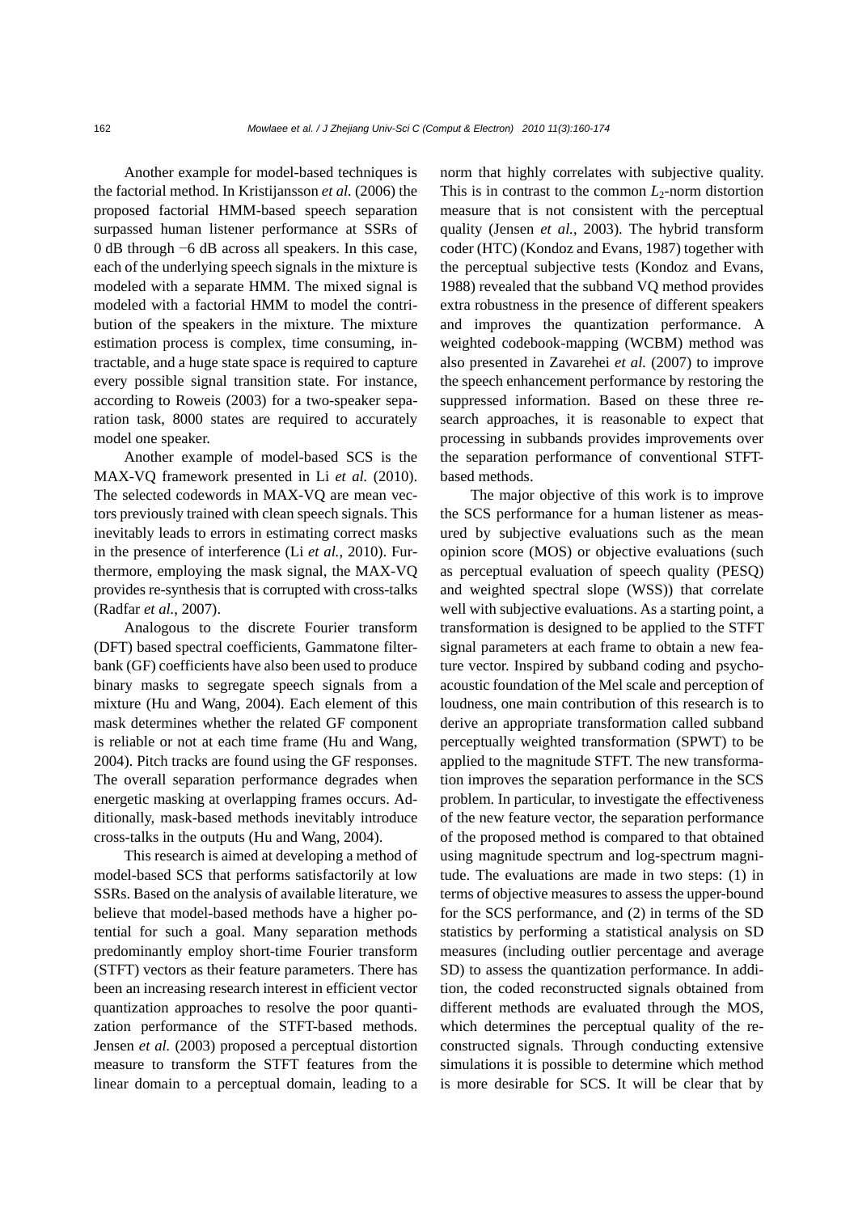Another example for model-based techniques is the factorial method. In Kristijansson *et al.* (2006) the proposed factorial HMM-based speech separation surpassed human listener performance at SSRs of 0 dB through −6 dB across all speakers. In this case, each of the underlying speech signals in the mixture is modeled with a separate HMM. The mixed signal is modeled with a factorial HMM to model the contribution of the speakers in the mixture. The mixture estimation process is complex, time consuming, intractable, and a huge state space is required to capture every possible signal transition state. For instance, according to Roweis (2003) for a two-speaker separation task, 8000 states are required to accurately model one speaker.

Another example of model-based SCS is the MAX-VQ framework presented in Li *et al.* (2010). The selected codewords in MAX-VQ are mean vectors previously trained with clean speech signals. This inevitably leads to errors in estimating correct masks in the presence of interference (Li *et al.*, 2010). Furthermore, employing the mask signal, the MAX-VQ provides re-synthesis that is corrupted with cross-talks (Radfar *et al.*, 2007).

Analogous to the discrete Fourier transform (DFT) based spectral coefficients, Gammatone filterbank (GF) coefficients have also been used to produce binary masks to segregate speech signals from a mixture (Hu and Wang, 2004). Each element of this mask determines whether the related GF component is reliable or not at each time frame (Hu and Wang, 2004). Pitch tracks are found using the GF responses. The overall separation performance degrades when energetic masking at overlapping frames occurs. Additionally, mask-based methods inevitably introduce cross-talks in the outputs (Hu and Wang, 2004).

This research is aimed at developing a method of model-based SCS that performs satisfactorily at low SSRs. Based on the analysis of available literature, we believe that model-based methods have a higher potential for such a goal. Many separation methods predominantly employ short-time Fourier transform (STFT) vectors as their feature parameters. There has been an increasing research interest in efficient vector quantization approaches to resolve the poor quantization performance of the STFT-based methods. Jensen *et al.* (2003) proposed a perceptual distortion measure to transform the STFT features from the linear domain to a perceptual domain, leading to a norm that highly correlates with subjective quality. This is in contrast to the common $L_2$-norm distortion measure that is not consistent with the perceptual quality (Jensen *et al.*, 2003). The hybrid transform coder (HTC) (Kondoz and Evans, 1987) together with the perceptual subjective tests (Kondoz and Evans, 1988) revealed that the subband VQ method provides extra robustness in the presence of different speakers and improves the quantization performance. A weighted codebook-mapping (WCBM) method was also presented in Zavarehei *et al.* (2007) to improve the speech enhancement performance by restoring the suppressed information. Based on these three research approaches, it is reasonable to expect that processing in subbands provides improvements over the separation performance of conventional STFT-based methods.

The major objective of this work is to improve the SCS performance for a human listener as measured by subjective evaluations such as the mean opinion score (MOS) or objective evaluations (such as perceptual evaluation of speech quality (PESQ) and weighted spectral slope (WSS)) that correlate well with subjective evaluations. As a starting point, a transformation is designed to be applied to the STFT signal parameters at each frame to obtain a new feature vector. Inspired by subband coding and psychoacoustic foundation of the Mel scale and perception of loudness, one main contribution of this research is to derive an appropriate transformation called subband perceptually weighted transformation (SPWT) to be applied to the magnitude STFT. The new transformation improves the separation performance in the SCS problem. In particular, to investigate the effectiveness of the new feature vector, the separation performance of the proposed method is compared to that obtained using magnitude spectrum and log-spectrum magnitude. The evaluations are made in two steps: (1) in terms of objective measures to assess the upper-bound for the SCS performance, and (2) in terms of the SD statistics by performing a statistical analysis on SD measures (including outlier percentage and average SD) to assess the quantization performance. In addition, the coded reconstructed signals obtained from different methods are evaluated through the MOS, which determines the perceptual quality of the reconstructed signals. Through conducting extensive simulations it is possible to determine which method is more desirable for SCS. It will be clear that by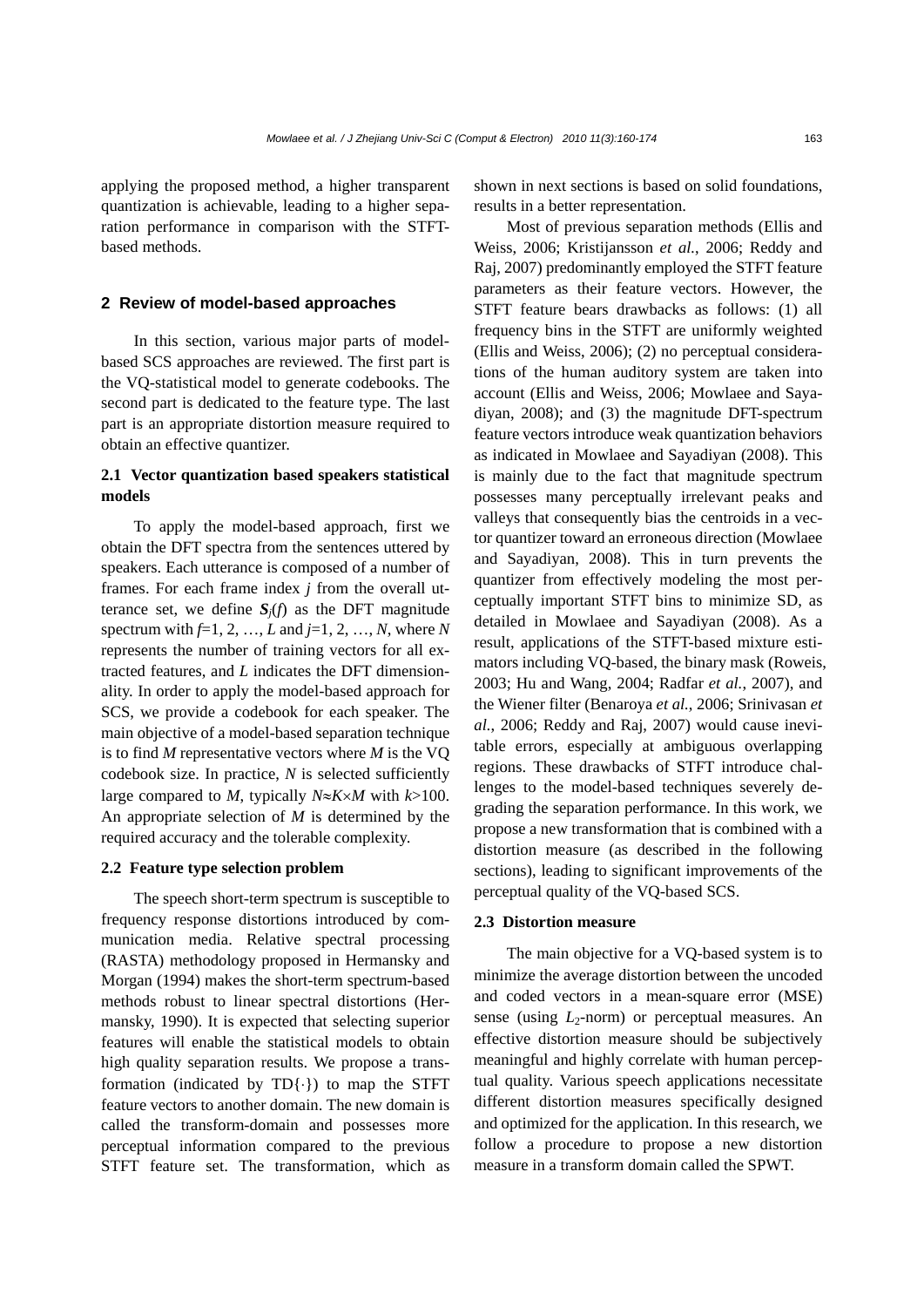applying the proposed method, a higher transparent quantization is achievable, leading to a higher separation performance in comparison with the STFT-based methods.

## 2 Review of model-based approaches

In this section, various major parts of model-based SCS approaches are reviewed. The first part is the VQ-statistical model to generate codebooks. The second part is dedicated to the feature type. The last part is an appropriate distortion measure required to obtain an effective quantizer.

### 2.1 Vector quantization based speakers statistical models

To apply the model-based approach, first we obtain the DFT spectra from the sentences uttered by speakers. Each utterance is composed of a number of frames. For each frame index $j$ from the overall utterance set, we define $\boldsymbol{S}_j(f)$ as the DFT magnitude spectrum with $f$=1, 2, …, $L$ and $j$=1, 2, …, $N$, where $N$ represents the number of training vectors for all extracted features, and $L$ indicates the DFT dimensionality. In order to apply the model-based approach for SCS, we provide a codebook for each speaker. The main objective of a model-based separation technique is to find $M$ representative vectors where $M$ is the VQ codebook size. In practice, $N$ is selected sufficiently large compared to $M$, typically $N\approx K\times M$ with $k$>100. An appropriate selection of $M$ is determined by the required accuracy and the tolerable complexity.

### 2.2 Feature type selection problem

The speech short-term spectrum is susceptible to frequency response distortions introduced by communication media. Relative spectral processing (RASTA) methodology proposed in Hermansky and Morgan (1994) makes the short-term spectrum-based methods robust to linear spectral distortions (Hermansky, 1990). It is expected that selecting superior features will enable the statistical models to obtain high quality separation results. We propose a transformation (indicated by TD{·}) to map the STFT feature vectors to another domain. The new domain is called the transform-domain and possesses more perceptual information compared to the previous STFT feature set. The transformation, which as shown in next sections is based on solid foundations, results in a better representation.

Most of previous separation methods (Ellis and Weiss, 2006; Kristijansson *et al.*, 2006; Reddy and Raj, 2007) predominantly employed the STFT feature parameters as their feature vectors. However, the STFT feature bears drawbacks as follows: (1) all frequency bins in the STFT are uniformly weighted (Ellis and Weiss, 2006); (2) no perceptual considerations of the human auditory system are taken into account (Ellis and Weiss, 2006; Mowlaee and Sayadiyan, 2008); and (3) the magnitude DFT-spectrum feature vectors introduce weak quantization behaviors as indicated in Mowlaee and Sayadiyan (2008). This is mainly due to the fact that magnitude spectrum possesses many perceptually irrelevant peaks and valleys that consequently bias the centroids in a vector quantizer toward an erroneous direction (Mowlaee and Sayadiyan, 2008). This in turn prevents the quantizer from effectively modeling the most perceptually important STFT bins to minimize SD, as detailed in Mowlaee and Sayadiyan (2008). As a result, applications of the STFT-based mixture estimators including VQ-based, the binary mask (Roweis, 2003; Hu and Wang, 2004; Radfar *et al.*, 2007), and the Wiener filter (Benaroya *et al.*, 2006; Srinivasan *et al.*, 2006; Reddy and Raj, 2007) would cause inevitable errors, especially at ambiguous overlapping regions. These drawbacks of STFT introduce challenges to the model-based techniques severely degrading the separation performance. In this work, we propose a new transformation that is combined with a distortion measure (as described in the following sections), leading to significant improvements of the perceptual quality of the VQ-based SCS.

### 2.3 Distortion measure

The main objective for a VQ-based system is to minimize the average distortion between the uncoded and coded vectors in a mean-square error (MSE) sense (using $L_2$-norm) or perceptual measures. An effective distortion measure should be subjectively meaningful and highly correlate with human perceptual quality. Various speech applications necessitate different distortion measures specifically designed and optimized for the application. In this research, we follow a procedure to propose a new distortion measure in a transform domain called the SPWT.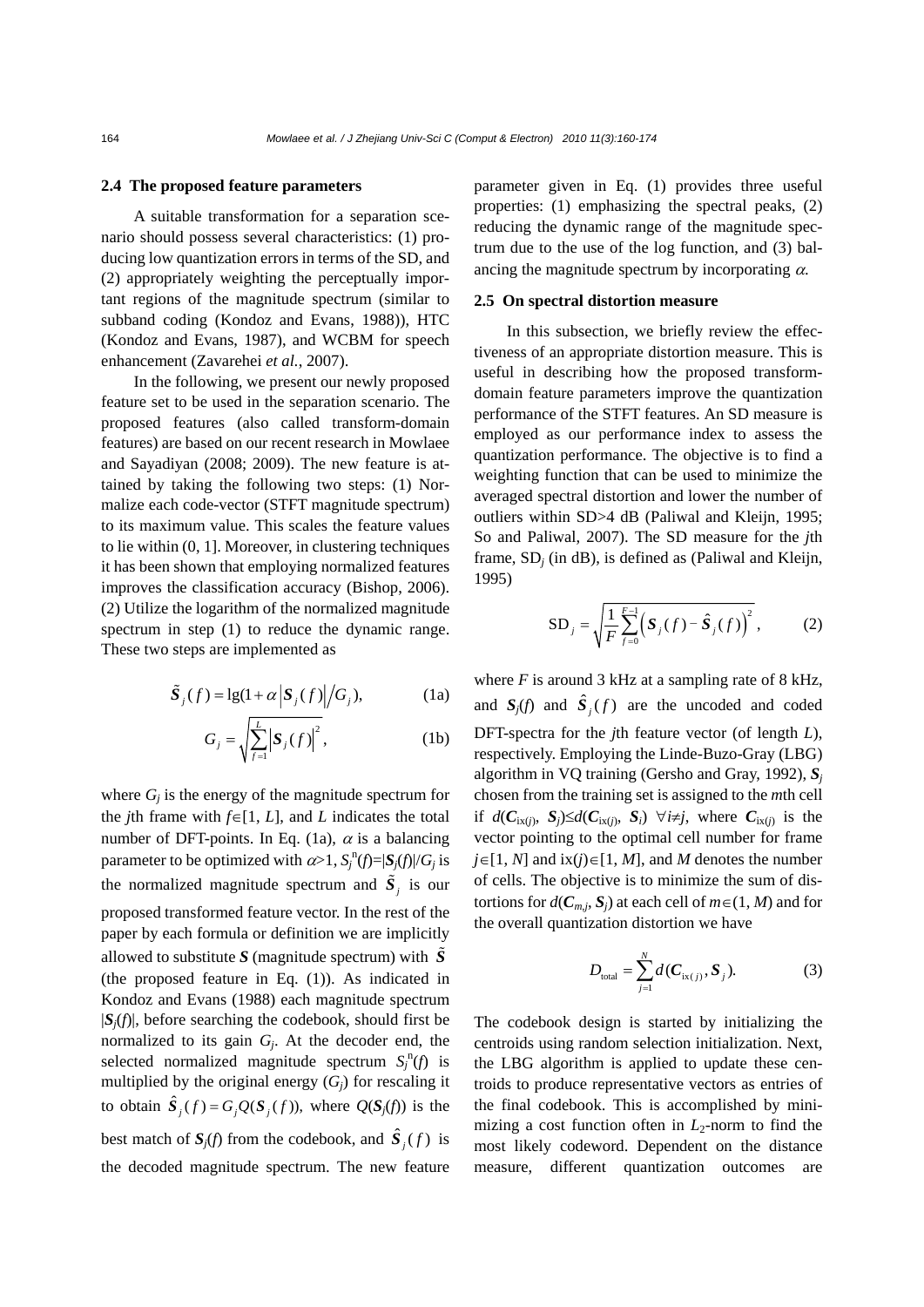### 2.4 The proposed feature parameters

A suitable transformation for a separation scenario should possess several characteristics: (1) producing low quantization errors in terms of the SD, and (2) appropriately weighting the perceptually important regions of the magnitude spectrum (similar to subband coding (Kondoz and Evans, 1988)), HTC (Kondoz and Evans, 1987), and WCBM for speech enhancement (Zavarehei *et al.*, 2007).

In the following, we present our newly proposed feature set to be used in the separation scenario. The proposed features (also called transform-domain features) are based on our recent research in Mowlaee and Sayadiyan (2008; 2009). The new feature is attained by taking the following two steps: (1) Normalize each code-vector (STFT magnitude spectrum) to its maximum value. This scales the feature values to lie within (0, 1]. Moreover, in clustering techniques it has been shown that employing normalized features improves the classification accuracy (Bishop, 2006). (2) Utilize the logarithm of the normalized magnitude spectrum in step (1) to reduce the dynamic range. These two steps are implemented as

$$\tilde{\boldsymbol{S}}_j(f) = \lg(1+\alpha\left|\boldsymbol{S}_j(f)\right|/G_j), \tag{1a}$$

$$G_j = \sqrt{\sum_{f=1}^{L}\left|\boldsymbol{S}_j(f)\right|^2}, \tag{1b}$$

where $G_j$ is the energy of the magnitude spectrum for the $j$th frame with $f\in[1, L]$, and $L$ indicates the total number of DFT-points. In Eq. (1a), $\alpha$ is a balancing parameter to be optimized with $\alpha>1$, $S_j^{\mathrm{n}}(f)=|\boldsymbol{S}_j(f)|/G_j$ is the normalized magnitude spectrum and $\tilde{\boldsymbol{S}}_j$ is our proposed transformed feature vector. In the rest of the paper by each formula or definition we are implicitly allowed to substitute $\boldsymbol{S}$ (magnitude spectrum) with $\tilde{\boldsymbol{S}}$ (the proposed feature in Eq. (1)). As indicated in Kondoz and Evans (1988) each magnitude spectrum $|\boldsymbol{S}_j(f)|$, before searching the codebook, should first be normalized to its gain $G_j$. At the decoder end, the selected normalized magnitude spectrum $S_j^{\mathrm{n}}(f)$ is multiplied by the original energy ($G_j$) for rescaling it to obtain $\hat{\boldsymbol{S}}_j(f)=G_jQ(\boldsymbol{S}_j(f))$, where $Q(\boldsymbol{S}_j(f))$ is the best match of $\boldsymbol{S}_j(f)$ from the codebook, and $\hat{\boldsymbol{S}}_j(f)$ is the decoded magnitude spectrum. The new feature parameter given in Eq. (1) provides three useful properties: (1) emphasizing the spectral peaks, (2) reducing the dynamic range of the magnitude spectrum due to the use of the log function, and (3) balancing the magnitude spectrum by incorporating $\alpha$.

### 2.5 On spectral distortion measure

In this subsection, we briefly review the effectiveness of an appropriate distortion measure. This is useful in describing how the proposed transform-domain feature parameters improve the quantization performance of the STFT features. An SD measure is employed as our performance index to assess the quantization performance. The objective is to find a weighting function that can be used to minimize the averaged spectral distortion and lower the number of outliers within SD>4 dB (Paliwal and Kleijn, 1995; So and Paliwal, 2007). The SD measure for the $j$th frame, $\mathrm{SD}_j$ (in dB), is defined as (Paliwal and Kleijn, 1995)

$$\mathrm{SD}_j = \sqrt{\frac{1}{F}\sum_{f=0}^{F-1}\left(\boldsymbol{S}_j(f)-\hat{\boldsymbol{S}}_j(f)\right)^2}, \tag{2}$$

where $F$ is around 3 kHz at a sampling rate of 8 kHz, and $\boldsymbol{S}_j(f)$ and $\hat{\boldsymbol{S}}_j(f)$ are the uncoded and coded DFT-spectra for the $j$th feature vector (of length $L$), respectively. Employing the Linde-Buzo-Gray (LBG) algorithm in VQ training (Gersho and Gray, 1992), $\boldsymbol{S}_j$ chosen from the training set is assigned to the $m$th cell if $d(\boldsymbol{C}_{\mathrm{ix}(j)}, \boldsymbol{S}_j)\leq d(\boldsymbol{C}_{\mathrm{ix}(j)}, \boldsymbol{S}_i)$ $\forall i\neq j$, where $\boldsymbol{C}_{\mathrm{ix}(j)}$ is the vector pointing to the optimal cell number for frame $j\in[1, N]$ and $\mathrm{ix}(j)\in[1, M]$, and $M$ denotes the number of cells. The objective is to minimize the sum of distortions for $d(\boldsymbol{C}_{m,j}, \boldsymbol{S}_j)$ at each cell of $m\in(1, M)$ and for the overall quantization distortion we have

$$D_{\mathrm{total}} = \sum_{j=1}^{N} d(\boldsymbol{C}_{\mathrm{ix}(j)}, \boldsymbol{S}_j). \tag{3}$$

The codebook design is started by initializing the centroids using random selection initialization. Next, the LBG algorithm is applied to update these centroids to produce representative vectors as entries of the final codebook. This is accomplished by minimizing a cost function often in $L_2$-norm to find the most likely codeword. Dependent on the distance measure, different quantization outcomes are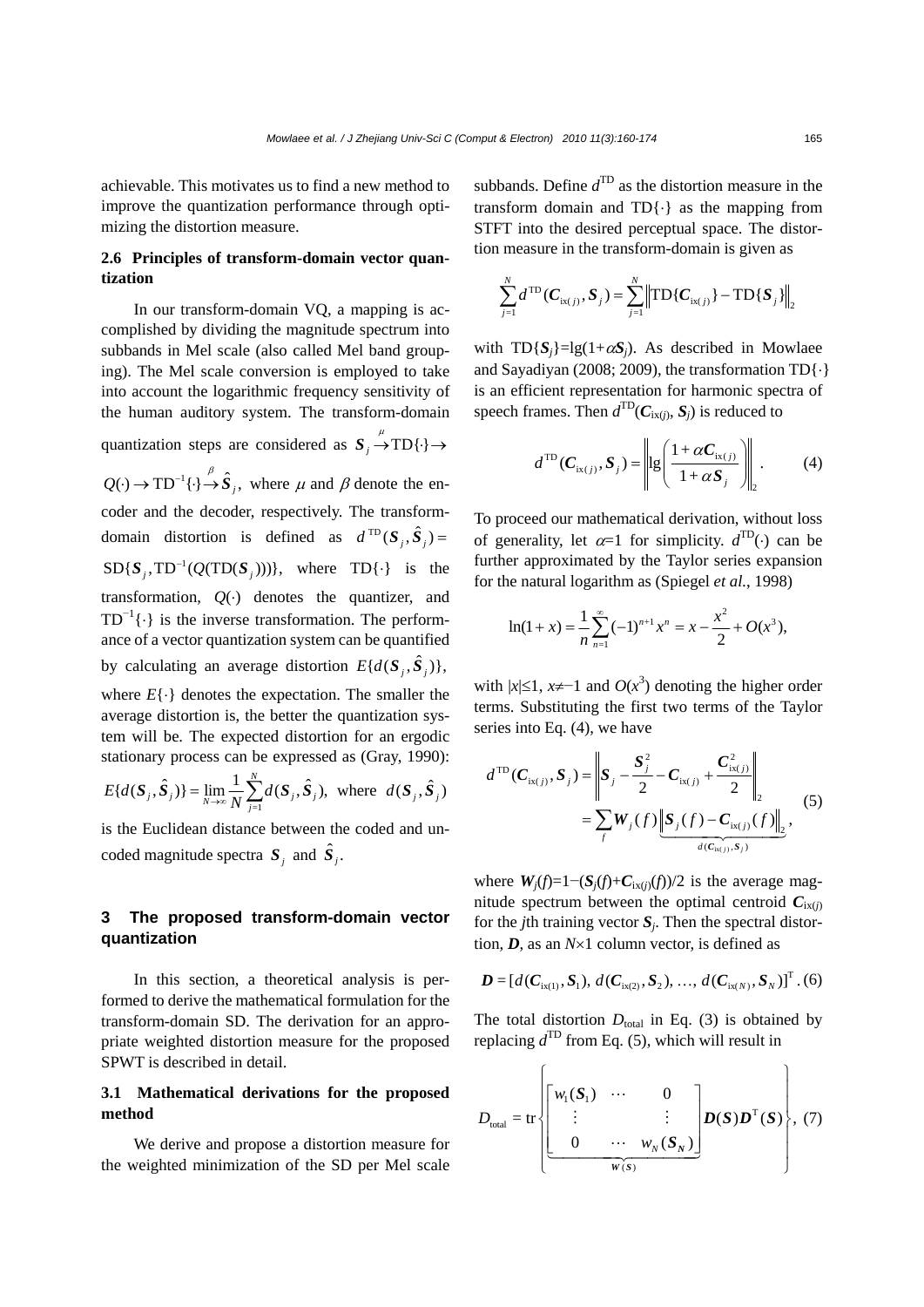achievable. This motivates us to find a new method to improve the quantization performance through optimizing the distortion measure.

### 2.6 Principles of transform-domain vector quantization

In our transform-domain VQ, a mapping is accomplished by dividing the magnitude spectrum into subbands in Mel scale (also called Mel band grouping). The Mel scale conversion is employed to take into account the logarithmic frequency sensitivity of the human auditory system. The transform-domain quantization steps are considered as $\boldsymbol{S}_j \xrightarrow{\mu} \mathrm{TD}\{\cdot\} \rightarrow Q(\cdot) \rightarrow \mathrm{TD}^{-1}\{\cdot\} \xrightarrow{\beta} \hat{\boldsymbol{S}}_j$, where $\mu$ and $\beta$ denote the encoder and the decoder, respectively. The transform-domain distortion is defined as $d^{\mathrm{TD}}(\boldsymbol{S}_j, \hat{\boldsymbol{S}}_j) = \mathrm{SD}\{\boldsymbol{S}_j, \mathrm{TD}^{-1}(Q(\mathrm{TD}(\boldsymbol{S}_j)))\}$, where $\mathrm{TD}\{\cdot\}$ is the transformation, $Q(\cdot)$ denotes the quantizer, and $\mathrm{TD}^{-1}\{\cdot\}$ is the inverse transformation. The performance of a vector quantization system can be quantified by calculating an average distortion $E\{d(\boldsymbol{S}_j, \hat{\boldsymbol{S}}_j)\}$, where $E\{\cdot\}$ denotes the expectation. The smaller the average distortion is, the better the quantization system will be. The expected distortion for an ergodic stationary process can be expressed as (Gray, 1990): $E\{d(\boldsymbol{S}_j, \hat{\boldsymbol{S}}_j)\} = \lim_{N\to\infty} \frac{1}{N}\sum_{j=1}^{N} d(\boldsymbol{S}_j, \hat{\boldsymbol{S}}_j)$, where $d(\boldsymbol{S}_j, \hat{\boldsymbol{S}}_j)$ is the Euclidean distance between the coded and uncoded magnitude spectra $\boldsymbol{S}_j$ and $\hat{\boldsymbol{S}}_j$.

## 3 The proposed transform-domain vector quantization

In this section, a theoretical analysis is performed to derive the mathematical formulation for the transform-domain SD. The derivation for an appropriate weighted distortion measure for the proposed SPWT is described in detail.

### 3.1 Mathematical derivations for the proposed method

We derive and propose a distortion measure for the weighted minimization of the SD per Mel scale subbands. Define $d^{\mathrm{TD}}$ as the distortion measure in the transform domain and $\mathrm{TD}\{\cdot\}$ as the mapping from STFT into the desired perceptual space. The distortion measure in the transform-domain is given as

$$\sum_{j=1}^{N} d^{\mathrm{TD}}(\boldsymbol{C}_{\mathrm{ix}(j)}, \boldsymbol{S}_j) = \sum_{j=1}^{N} \left\| \mathrm{TD}\{\boldsymbol{C}_{\mathrm{ix}(j)}\} - \mathrm{TD}\{\boldsymbol{S}_j\} \right\|_2$$

with $\mathrm{TD}\{\boldsymbol{S}_j\}=\lg(1+\alpha\boldsymbol{S}_j)$. As described in Mowlaee and Sayadiyan (2008; 2009), the transformation $\mathrm{TD}\{\cdot\}$ is an efficient representation for harmonic spectra of speech frames. Then $d^{\mathrm{TD}}(\boldsymbol{C}_{\mathrm{ix}(j)}, \boldsymbol{S}_j)$ is reduced to

$$d^{\mathrm{TD}}(\boldsymbol{C}_{\mathrm{ix}(j)}, \boldsymbol{S}_j) = \left\| \lg\left( \frac{1+\alpha \boldsymbol{C}_{\mathrm{ix}(j)}}{1+\alpha \boldsymbol{S}_j} \right) \right\|_2. \tag{4}$$

To proceed our mathematical derivation, without loss of generality, let $\alpha=1$ for simplicity. $d^{\mathrm{TD}}(\cdot)$ can be further approximated by the Taylor series expansion for the natural logarithm as (Spiegel *et al.*, 1998)

$$\ln(1+x) = \frac{1}{n}\sum_{n=1}^{\infty}(-1)^{n+1}x^n = x - \frac{x^2}{2} + O(x^3),$$

with $|x|\leq 1$, $x\neq -1$ and $O(x^3)$ denoting the higher order terms. Substituting the first two terms of the Taylor series into Eq. (4), we have

$$\begin{aligned} d^{\mathrm{TD}}(\boldsymbol{C}_{\mathrm{ix}(j)}, \boldsymbol{S}_j) &= \left\| \boldsymbol{S}_j - \frac{\boldsymbol{S}_j^2}{2} - \boldsymbol{C}_{\mathrm{ix}(j)} + \frac{\boldsymbol{C}_{\mathrm{ix}(j)}^2}{2} \right\|_2 \\ &= \sum_f \boldsymbol{W}_j(f) \underbrace{\left\| \boldsymbol{S}_j(f) - \boldsymbol{C}_{\mathrm{ix}(j)}(f) \right\|_2}_{d(\boldsymbol{C}_{\mathrm{ix}(j)}, \boldsymbol{S}_j)}, \end{aligned} \tag{5}$$

where $\boldsymbol{W}_j(f)=1-(\boldsymbol{S}_j(f)+\boldsymbol{C}_{\mathrm{ix}(j)}(f))/2$ is the average magnitude spectrum between the optimal centroid $\boldsymbol{C}_{\mathrm{ix}(j)}$ for the $j$th training vector $\boldsymbol{S}_j$. Then the spectral distortion, $\boldsymbol{D}$, as an $N\times 1$ column vector, is defined as

$$\boldsymbol{D} = [d(\boldsymbol{C}_{\mathrm{ix}(1)}, \boldsymbol{S}_1),\ d(\boldsymbol{C}_{\mathrm{ix}(2)}, \boldsymbol{S}_2),\ \ldots,\ d(\boldsymbol{C}_{\mathrm{ix}(N)}, \boldsymbol{S}_N)]^{\mathrm{T}}. \tag{6}$$

The total distortion $D_{\mathrm{total}}$ in Eq. (3) is obtained by replacing $d^{\mathrm{TD}}$ from Eq. (5), which will result in

$$D_{\mathrm{total}} = \mathrm{tr}\left\{ \underbrace{\begin{bmatrix} w_1(\boldsymbol{S}_1) & \cdots & 0 \\ \vdots & & \vdots \\ 0 & \cdots & w_N(\boldsymbol{S}_N) \end{bmatrix}}_{\boldsymbol{W}(\boldsymbol{S})} \boldsymbol{D}(\boldsymbol{S})\boldsymbol{D}^{\mathrm{T}}(\boldsymbol{S}) \right\}, \tag{7}$$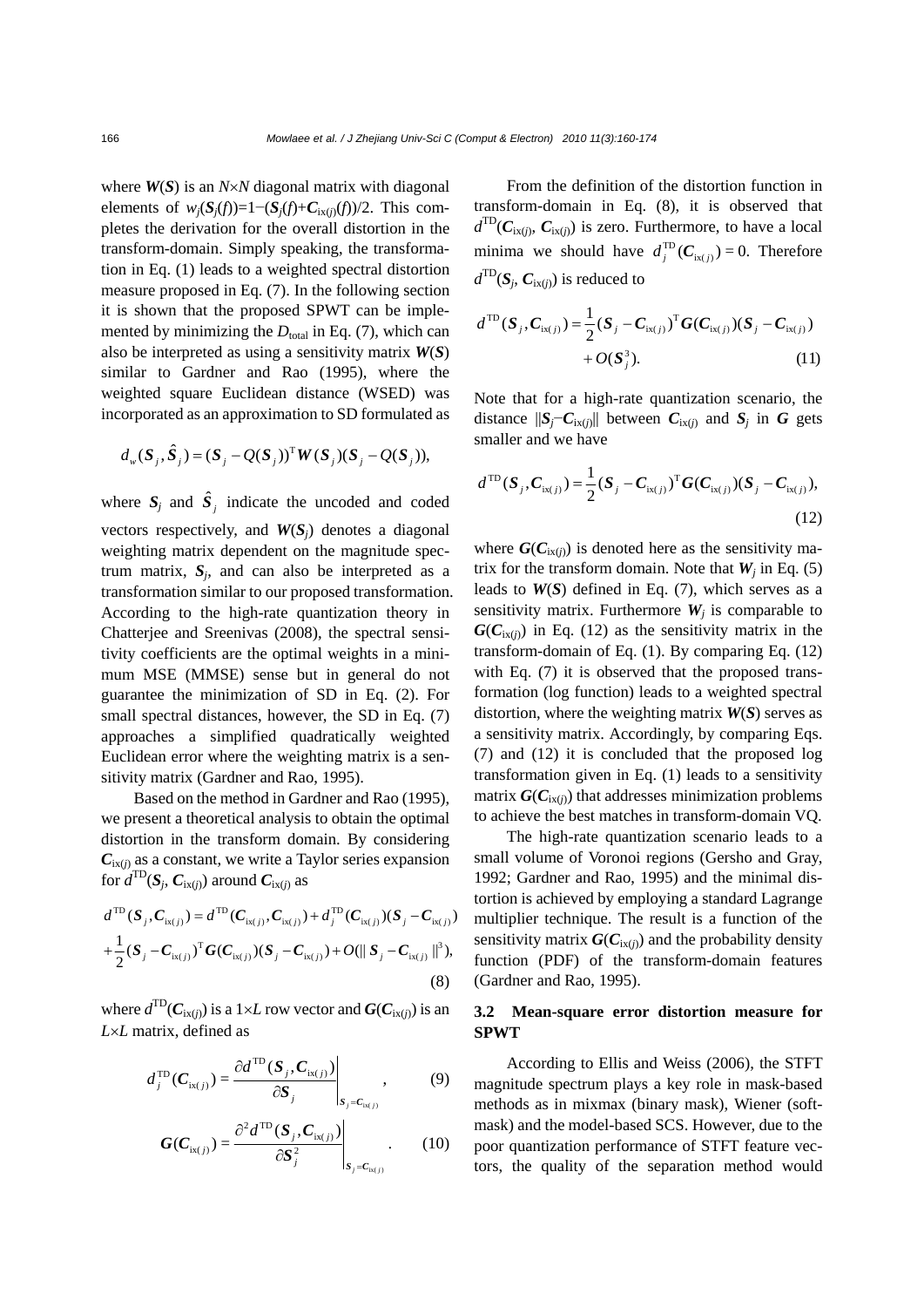where $\boldsymbol{W}(\boldsymbol{S})$ is an $N\times N$ diagonal matrix with diagonal elements of $w_j(\boldsymbol{S}_j(f))=1-(\boldsymbol{S}_j(f)+\boldsymbol{C}_{\text{ix}(j)}(f))/2$. This completes the derivation for the overall distortion in the transform-domain. Simply speaking, the transformation in Eq. (1) leads to a weighted spectral distortion measure proposed in Eq. (7). In the following section it is shown that the proposed SPWT can be implemented by minimizing the $D_{\text{total}}$ in Eq. (7), which can also be interpreted as using a sensitivity matrix $\boldsymbol{W}(\boldsymbol{S})$ similar to Gardner and Rao (1995), where the weighted square Euclidean distance (WSED) was incorporated as an approximation to SD formulated as

$$d_w(\boldsymbol{S}_j,\hat{\boldsymbol{S}}_j)=(\boldsymbol{S}_j-Q(\boldsymbol{S}_j))^{\text{T}}\boldsymbol{W}(\boldsymbol{S}_j)(\boldsymbol{S}_j-Q(\boldsymbol{S}_j)),$$

where $\boldsymbol{S}_j$ and $\hat{\boldsymbol{S}}_j$ indicate the uncoded and coded vectors respectively, and $\boldsymbol{W}(\boldsymbol{S}_j)$ denotes a diagonal weighting matrix dependent on the magnitude spectrum matrix, $\boldsymbol{S}_j$, and can also be interpreted as a transformation similar to our proposed transformation. According to the high-rate quantization theory in Chatterjee and Sreenivas (2008), the spectral sensitivity coefficients are the optimal weights in a minimum MSE (MMSE) sense but in general do not guarantee the minimization of SD in Eq. (2). For small spectral distances, however, the SD in Eq. (7) approaches a simplified quadratically weighted Euclidean error where the weighting matrix is a sensitivity matrix (Gardner and Rao, 1995).

Based on the method in Gardner and Rao (1995), we present a theoretical analysis to obtain the optimal distortion in the transform domain. By considering $\boldsymbol{C}_{\text{ix}(j)}$ as a constant, we write a Taylor series expansion for $d^{\text{TD}}(\boldsymbol{S}_j,\boldsymbol{C}_{\text{ix}(j)})$ around $\boldsymbol{C}_{\text{ix}(j)}$ as

$$\begin{aligned}d^{\text{TD}}(\boldsymbol{S}_j,\boldsymbol{C}_{\text{ix}(j)})&=d^{\text{TD}}(\boldsymbol{C}_{\text{ix}(j)},\boldsymbol{C}_{\text{ix}(j)})+d_j^{\text{TD}}(\boldsymbol{C}_{\text{ix}(j)})(\boldsymbol{S}_j-\boldsymbol{C}_{\text{ix}(j)})\\&+\frac{1}{2}(\boldsymbol{S}_j-\boldsymbol{C}_{\text{ix}(j)})^{\text{T}}\boldsymbol{G}(\boldsymbol{C}_{\text{ix}(j)})(\boldsymbol{S}_j-\boldsymbol{C}_{\text{ix}(j)})+O(\|\boldsymbol{S}_j-\boldsymbol{C}_{\text{ix}(j)}\|^3),\end{aligned}\tag{8}$$

where $d^{\text{TD}}(\boldsymbol{C}_{\text{ix}(j)})$ is a $1\times L$ row vector and $\boldsymbol{G}(\boldsymbol{C}_{\text{ix}(j)})$ is an $L\times L$ matrix, defined as

$$d_j^{\text{TD}}(\boldsymbol{C}_{\text{ix}(j)})=\left.\frac{\partial d^{\text{TD}}(\boldsymbol{S}_j,\boldsymbol{C}_{\text{ix}(j)})}{\partial \boldsymbol{S}_j}\right|_{\boldsymbol{S}_j=\boldsymbol{C}_{\text{ix}(j)}},\tag{9}$$

$$\boldsymbol{G}(\boldsymbol{C}_{\text{ix}(j)})=\left.\frac{\partial^2 d^{\text{TD}}(\boldsymbol{S}_j,\boldsymbol{C}_{\text{ix}(j)})}{\partial \boldsymbol{S}_j^2}\right|_{\boldsymbol{S}_j=\boldsymbol{C}_{\text{ix}(j)}}.\tag{10}$$

From the definition of the distortion function in transform-domain in Eq. (8), it is observed that $d^{\text{TD}}(\boldsymbol{C}_{\text{ix}(j)},\boldsymbol{C}_{\text{ix}(j)})$ is zero. Furthermore, to have a local minima we should have $d_j^{\text{TD}}(\boldsymbol{C}_{\text{ix}(j)})=0$. Therefore $d^{\text{TD}}(\boldsymbol{S}_j,\boldsymbol{C}_{\text{ix}(j)})$ is reduced to

$$d^{\text{TD}}(\boldsymbol{S}_j,\boldsymbol{C}_{\text{ix}(j)})=\frac{1}{2}(\boldsymbol{S}_j-\boldsymbol{C}_{\text{ix}(j)})^{\text{T}}\boldsymbol{G}(\boldsymbol{C}_{\text{ix}(j)})(\boldsymbol{S}_j-\boldsymbol{C}_{\text{ix}(j)})+O(\boldsymbol{S}_j^3).\tag{11}$$

Note that for a high-rate quantization scenario, the distance $\|\boldsymbol{S}_j-\boldsymbol{C}_{\text{ix}(j)}\|$ between $\boldsymbol{C}_{\text{ix}(j)}$ and $\boldsymbol{S}_j$ in $\boldsymbol{G}$ gets smaller and we have

$$d^{\text{TD}}(\boldsymbol{S}_j,\boldsymbol{C}_{\text{ix}(j)})=\frac{1}{2}(\boldsymbol{S}_j-\boldsymbol{C}_{\text{ix}(j)})^{\text{T}}\boldsymbol{G}(\boldsymbol{C}_{\text{ix}(j)})(\boldsymbol{S}_j-\boldsymbol{C}_{\text{ix}(j)}),\tag{12}$$

where $\boldsymbol{G}(\boldsymbol{C}_{\text{ix}(j)})$ is denoted here as the sensitivity matrix for the transform domain. Note that $\boldsymbol{W}_j$ in Eq. (5) leads to $\boldsymbol{W}(\boldsymbol{S})$ defined in Eq. (7), which serves as a sensitivity matrix. Furthermore $\boldsymbol{W}_j$ is comparable to $\boldsymbol{G}(\boldsymbol{C}_{\text{ix}(j)})$ in Eq. (12) as the sensitivity matrix in the transform-domain of Eq. (1). By comparing Eq. (12) with Eq. (7) it is observed that the proposed transformation (log function) leads to a weighted spectral distortion, where the weighting matrix $\boldsymbol{W}(\boldsymbol{S})$ serves as a sensitivity matrix. Accordingly, by comparing Eqs. (7) and (12) it is concluded that the proposed log transformation given in Eq. (1) leads to a sensitivity matrix $\boldsymbol{G}(\boldsymbol{C}_{\text{ix}(j)})$ that addresses minimization problems to achieve the best matches in transform-domain VQ.

The high-rate quantization scenario leads to a small volume of Voronoi regions (Gersho and Gray, 1992; Gardner and Rao, 1995) and the minimal distortion is achieved by employing a standard Lagrange multiplier technique. The result is a function of the sensitivity matrix $\boldsymbol{G}(\boldsymbol{C}_{\text{ix}(j)})$ and the probability density function (PDF) of the transform-domain features (Gardner and Rao, 1995).

### 3.2 Mean-square error distortion measure for SPWT

According to Ellis and Weiss (2006), the STFT magnitude spectrum plays a key role in mask-based methods as in mixmax (binary mask), Wiener (soft-mask) and the model-based SCS. However, due to the poor quantization performance of STFT feature vectors, the quality of the separation method would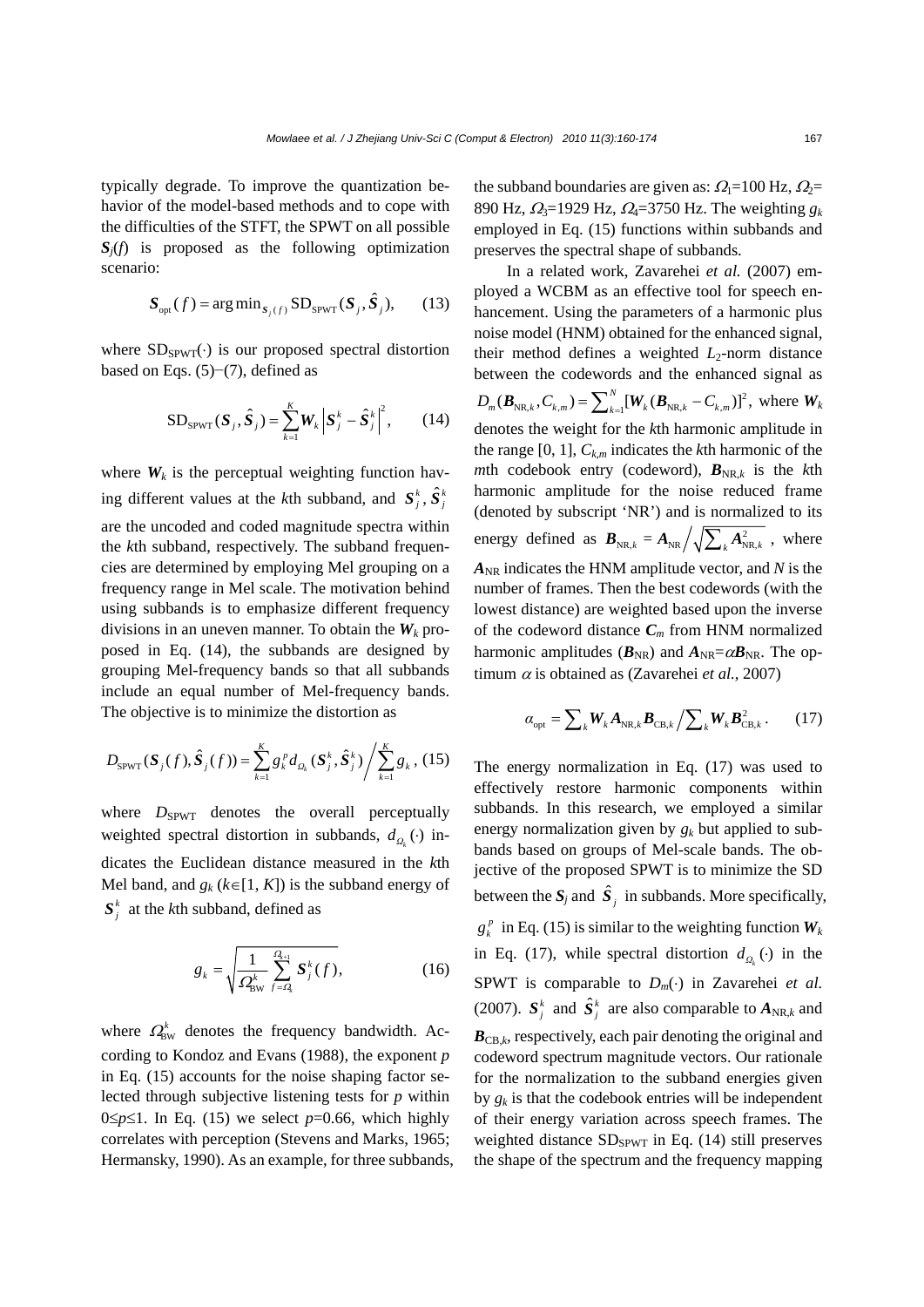typically degrade. To improve the quantization behavior of the model-based methods and to cope with the difficulties of the STFT, the SPWT on all possible $\boldsymbol{S}_j(f)$ is proposed as the following optimization scenario:

$$\boldsymbol{S}_{\text{opt}}(f) = \arg\min_{\boldsymbol{S}_j(f)} \text{SD}_{\text{SPWT}}(\boldsymbol{S}_j, \hat{\boldsymbol{S}}_j), \qquad (13)$$

where $\text{SD}_{\text{SPWT}}(\cdot)$ is our proposed spectral distortion based on Eqs. (5)−(7), defined as

$$\text{SD}_{\text{SPWT}}(\boldsymbol{S}_j, \hat{\boldsymbol{S}}_j) = \sum_{k=1}^{K} \boldsymbol{W}_k \left| \boldsymbol{S}_j^k - \hat{\boldsymbol{S}}_j^k \right|^2, \qquad (14)$$

where $\boldsymbol{W}_k$ is the perceptual weighting function having different values at the $k$th subband, and $\boldsymbol{S}_j^k$, $\hat{\boldsymbol{S}}_j^k$ are the uncoded and coded magnitude spectra within the $k$th subband, respectively. The subband frequencies are determined by employing Mel grouping on a frequency range in Mel scale. The motivation behind using subbands is to emphasize different frequency divisions in an uneven manner. To obtain the $\boldsymbol{W}_k$ proposed in Eq. (14), the subbands are designed by grouping Mel-frequency bands so that all subbands include an equal number of Mel-frequency bands. The objective is to minimize the distortion as

$$D_{\text{SPWT}}(\boldsymbol{S}_j(f), \hat{\boldsymbol{S}}_j(f)) = \sum_{k=1}^{K} g_k^p d_{\Omega_k}(\boldsymbol{S}_j^k, \hat{\boldsymbol{S}}_j^k) \bigg/ \sum_{k=1}^{K} g_k, \qquad (15)$$

where $D_{\text{SPWT}}$ denotes the overall perceptually weighted spectral distortion in subbands, $d_{\Omega_k}(\cdot)$ indicates the Euclidean distance measured in the $k$th Mel band, and $g_k$ ($k\in[1, K]$) is the subband energy of $\boldsymbol{S}_j^k$ at the $k$th subband, defined as

$$g_k = \sqrt{\frac{1}{\Omega_{\text{BW}}^k} \sum_{f=\Omega_k}^{\Omega_{k+1}} \boldsymbol{S}_j^k(f)}, \qquad (16)$$

where $\Omega_{\text{BW}}^k$ denotes the frequency bandwidth. According to Kondoz and Evans (1988), the exponent $p$ in Eq. (15) accounts for the noise shaping factor selected through subjective listening tests for $p$ within $0\le p\le 1$. In Eq. (15) we select $p$=0.66, which highly correlates with perception (Stevens and Marks, 1965; Hermansky, 1990). As an example, for three subbands, the subband boundaries are given as: $\Omega_1$=100 Hz, $\Omega_2$= 890 Hz, $\Omega_3$=1929 Hz, $\Omega_4$=3750 Hz. The weighting $g_k$ employed in Eq. (15) functions within subbands and preserves the spectral shape of subbands.

In a related work, Zavarehei *et al.* (2007) employed a WCBM as an effective tool for speech enhancement. Using the parameters of a harmonic plus noise model (HNM) obtained for the enhanced signal, their method defines a weighted $L_2$-norm distance between the codewords and the enhanced signal as $D_m(\boldsymbol{B}_{\text{NR},k}, C_{k,m}) = \sum_{k=1}^{N} [\boldsymbol{W}_k(\boldsymbol{B}_{\text{NR},k} - C_{k,m})]^2$, where $\boldsymbol{W}_k$ denotes the weight for the $k$th harmonic amplitude in the range [0, 1], $C_{k,m}$ indicates the $k$th harmonic of the $m$th codebook entry (codeword), $\boldsymbol{B}_{\text{NR},k}$ is the $k$th harmonic amplitude for the noise reduced frame (denoted by subscript 'NR') and is normalized to its energy defined as $\boldsymbol{B}_{\text{NR},k} = \boldsymbol{A}_{\text{NR}} \Big/ \sqrt{\sum_k \boldsymbol{A}_{\text{NR},k}^2}$, where $\boldsymbol{A}_{\text{NR}}$ indicates the HNM amplitude vector, and $N$ is the number of frames. Then the best codewords (with the lowest distance) are weighted based upon the inverse of the codeword distance $\boldsymbol{C}_m$ from HNM normalized harmonic amplitudes ($\boldsymbol{B}_{\text{NR}}$) and $\boldsymbol{A}_{\text{NR}}=\alpha\boldsymbol{B}_{\text{NR}}$. The optimum $\alpha$ is obtained as (Zavarehei *et al.*, 2007)

$$\alpha_{\text{opt}} = \sum_k \boldsymbol{W}_k \boldsymbol{A}_{\text{NR},k} \boldsymbol{B}_{\text{CB},k} \Big/ \sum_k \boldsymbol{W}_k \boldsymbol{B}_{\text{CB},k}^2. \qquad (17)$$

The energy normalization in Eq. (17) was used to effectively restore harmonic components within subbands. In this research, we employed a similar energy normalization given by $g_k$ but applied to subbands based on groups of Mel-scale bands. The objective of the proposed SPWT is to minimize the SD between the $\boldsymbol{S}_j$ and $\hat{\boldsymbol{S}}_j$ in subbands. More specifically, $g_k^p$ in Eq. (15) is similar to the weighting function $\boldsymbol{W}_k$ in Eq. (17), while spectral distortion $d_{\Omega_k}(\cdot)$ in the SPWT is comparable to $D_m(\cdot)$ in Zavarehei *et al.* (2007). $\boldsymbol{S}_j^k$ and $\hat{\boldsymbol{S}}_j^k$ are also comparable to $\boldsymbol{A}_{\text{NR},k}$ and $\boldsymbol{B}_{\text{CB},k}$, respectively, each pair denoting the original and codeword spectrum magnitude vectors. Our rationale for the normalization to the subband energies given by $g_k$ is that the codebook entries will be independent of their energy variation across speech frames. The weighted distance $\text{SD}_{\text{SPWT}}$ in Eq. (14) still preserves the shape of the spectrum and the frequency mapping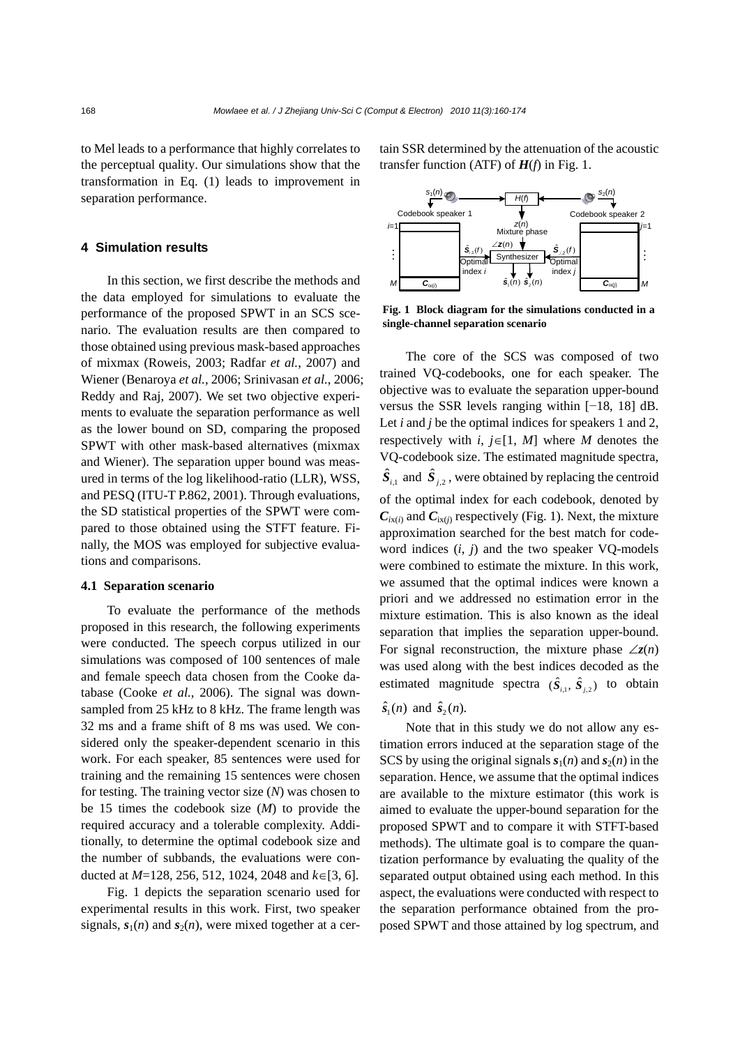to Mel leads to a performance that highly correlates to the perceptual quality. Our simulations show that the transformation in Eq. (1) leads to improvement in separation performance.

## 4 Simulation results

In this section, we first describe the methods and the data employed for simulations to evaluate the performance of the proposed SPWT in an SCS scenario. The evaluation results are then compared to those obtained using previous mask-based approaches of mixmax (Roweis, 2003; Radfar *et al.*, 2007) and Wiener (Benaroya *et al.*, 2006; Srinivasan *et al.*, 2006; Reddy and Raj, 2007). We set two objective experiments to evaluate the separation performance as well as the lower bound on SD, comparing the proposed SPWT with other mask-based alternatives (mixmax and Wiener). The separation upper bound was measured in terms of the log likelihood-ratio (LLR), WSS, and PESQ (ITU-T P.862, 2001). Through evaluations, the SD statistical properties of the SPWT were compared to those obtained using the STFT feature. Finally, the MOS was employed for subjective evaluations and comparisons.

### 4.1 Separation scenario

To evaluate the performance of the methods proposed in this research, the following experiments were conducted. The speech corpus utilized in our simulations was composed of 100 sentences of male and female speech data chosen from the Cooke database (Cooke *et al.*, 2006). The signal was downsampled from 25 kHz to 8 kHz. The frame length was 32 ms and a frame shift of 8 ms was used. We considered only the speaker-dependent scenario in this work. For each speaker, 85 sentences were used for training and the remaining 15 sentences were chosen for testing. The training vector size ($N$) was chosen to be 15 times the codebook size ($M$) to provide the required accuracy and a tolerable complexity. Additionally, to determine the optimal codebook size and the number of subbands, the evaluations were conducted at $M$=128, 256, 512, 1024, 2048 and $k\in[3, 6]$.

Fig. 1 depicts the separation scenario used for experimental results in this work. First, two speaker signals, $\boldsymbol{s}_1(n)$ and $\boldsymbol{s}_2(n)$, were mixed together at a certain SSR determined by the attenuation of the acoustic transfer function (ATF) of $\boldsymbol{H}(f)$ in Fig. 1.

**Fig. 1 Block diagram for the simulations conducted in a single-channel separation scenario**

The core of the SCS was composed of two trained VQ-codebooks, one for each speaker. The objective was to evaluate the separation upper-bound versus the SSR levels ranging within [−18, 18] dB. Let $i$ and $j$ be the optimal indices for speakers 1 and 2, respectively with $i, j\in[1, M]$ where $M$ denotes the VQ-codebook size. The estimated magnitude spectra, $\hat{\boldsymbol{S}}_{i,1}$ and $\hat{\boldsymbol{S}}_{j,2}$, were obtained by replacing the centroid of the optimal index for each codebook, denoted by $\boldsymbol{C}_{\text{ix}(i)}$ and $\boldsymbol{C}_{\text{ix}(j)}$ respectively (Fig. 1). Next, the mixture approximation searched for the best match for codeword indices ($i$, $j$) and the two speaker VQ-models were combined to estimate the mixture. In this work, we assumed that the optimal indices were known a priori and we addressed no estimation error in the mixture estimation. This is also known as the ideal separation that implies the separation upper-bound. For signal reconstruction, the mixture phase $\angle\boldsymbol{z}(n)$ was used along with the best indices decoded as the estimated magnitude spectra ($\hat{\boldsymbol{S}}_{i,1}$, $\hat{\boldsymbol{S}}_{j,2}$) to obtain $\hat{\boldsymbol{s}}_1(n)$ and $\hat{\boldsymbol{s}}_2(n)$.

Note that in this study we do not allow any estimation errors induced at the separation stage of the SCS by using the original signals $\boldsymbol{s}_1(n)$ and $\boldsymbol{s}_2(n)$ in the separation. Hence, we assume that the optimal indices are available to the mixture estimator (this work is aimed to evaluate the upper-bound separation for the proposed SPWT and to compare it with STFT-based methods). The ultimate goal is to compare the quantization performance by evaluating the quality of the separated output obtained using each method. In this aspect, the evaluations were conducted with respect to the separation performance obtained from the proposed SPWT and those attained by log spectrum, and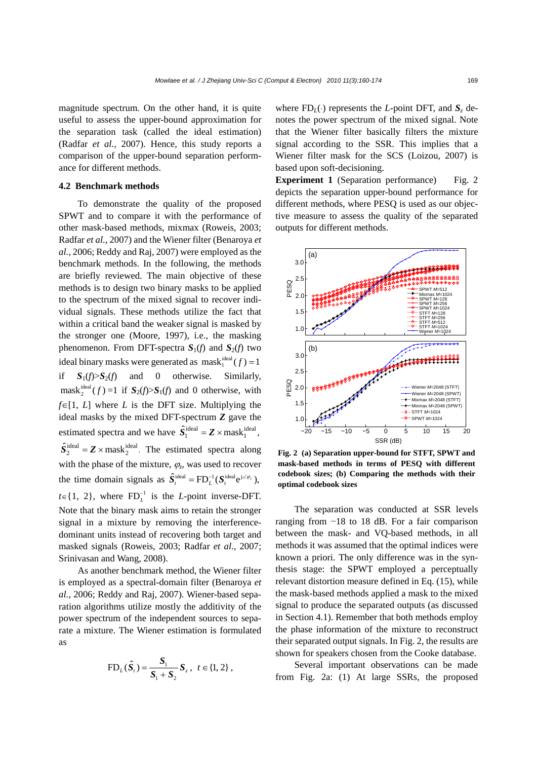magnitude spectrum. On the other hand, it is quite useful to assess the upper-bound approximation for the separation task (called the ideal estimation) (Radfar *et al.*, 2007). Hence, this study reports a comparison of the upper-bound separation performance for different methods.

### 4.2 Benchmark methods

To demonstrate the quality of the proposed SPWT and to compare it with the performance of other mask-based methods, mixmax (Roweis, 2003; Radfar *et al.*, 2007) and the Wiener filter (Benaroya *et al.*, 2006; Reddy and Raj, 2007) were employed as the benchmark methods. In the following, the methods are briefly reviewed. The main objective of these methods is to design two binary masks to be applied to the spectrum of the mixed signal to recover individual signals. These methods utilize the fact that within a critical band the weaker signal is masked by the stronger one (Moore, 1997), i.e., the masking phenomenon. From DFT-spectra $\boldsymbol{S}_1(f)$ and $\boldsymbol{S}_2(f)$ two ideal binary masks were generated as $\text{mask}_1^{\text{ideal}}(f)=1$ if $\boldsymbol{S}_1(f)>\boldsymbol{S}_2(f)$ and 0 otherwise. Similarly, $\text{mask}_2^{\text{ideal}}(f)=1$ if $\boldsymbol{S}_2(f)>\boldsymbol{S}_1(f)$ and 0 otherwise, with $f\in[1, L]$ where $L$ is the DFT size. Multiplying the ideal masks by the mixed DFT-spectrum $\boldsymbol{Z}$ gave the estimated spectra and we have $\hat{\boldsymbol{S}}_1^{\text{ideal}}=\boldsymbol{Z}\times\text{mask}_1^{\text{ideal}}$, $\hat{\boldsymbol{S}}_2^{\text{ideal}}=\boldsymbol{Z}\times\text{mask}_2^{\text{ideal}}$. The estimated spectra along with the phase of the mixture, $\varphi_z$, was used to recover the time domain signals as $\hat{\boldsymbol{S}}_t^{\text{ideal}}=\text{FD}_L^{-1}(\boldsymbol{S}_t^{\text{ideal}}\text{e}^{\text{j}\angle\varphi_z})$, $t\in\{1, 2\}$, where $\text{FD}_L^{-1}$ is the $L$-point inverse-DFT. Note that the binary mask aims to retain the stronger signal in a mixture by removing the interference-dominant units instead of recovering both target and masked signals (Roweis, 2003; Radfar *et al.*, 2007; Srinivasan and Wang, 2008).

As another benchmark method, the Wiener filter is employed as a spectral-domain filter (Benaroya *et al.*, 2006; Reddy and Raj, 2007). Wiener-based separation algorithms utilize mostly the additivity of the power spectrum of the independent sources to separate a mixture. The Wiener estimation is formulated as

$$\text{FD}_L(\hat{\boldsymbol{S}}_t)=\frac{\boldsymbol{S}_1}{\boldsymbol{S}_1+\boldsymbol{S}_2}\boldsymbol{S}_z,\ \ t\in\{1, 2\},$$

where $\text{FD}_L(\cdot)$ represents the $L$-point DFT, and $\boldsymbol{S}_z$ denotes the power spectrum of the mixed signal. Note that the Wiener filter basically filters the mixture signal according to the SSR. This implies that a Wiener filter mask for the SCS (Loizou, 2007) is based upon soft-decisioning.

**Experiment 1** (Separation performance) Fig. 2 depicts the separation upper-bound performance for different methods, where PESQ is used as our objective measure to assess the quality of the separated outputs for different methods.

**Fig. 2 (a) Separation upper-bound for STFT, SPWT and mask-based methods in terms of PESQ with different codebook sizes; (b) Comparing the methods with their optimal codebook sizes**

The separation was conducted at SSR levels ranging from −18 to 18 dB. For a fair comparison between the mask- and VQ-based methods, in all methods it was assumed that the optimal indices were known a priori. The only difference was in the synthesis stage: the SPWT employed a perceptually relevant distortion measure defined in Eq. (15), while the mask-based methods applied a mask to the mixed signal to produce the separated outputs (as discussed in Section 4.1). Remember that both methods employ the phase information of the mixture to reconstruct their separated output signals. In Fig. 2, the results are shown for speakers chosen from the Cooke database.

Several important observations can be made from Fig. 2a: (1) At large SSRs, the proposed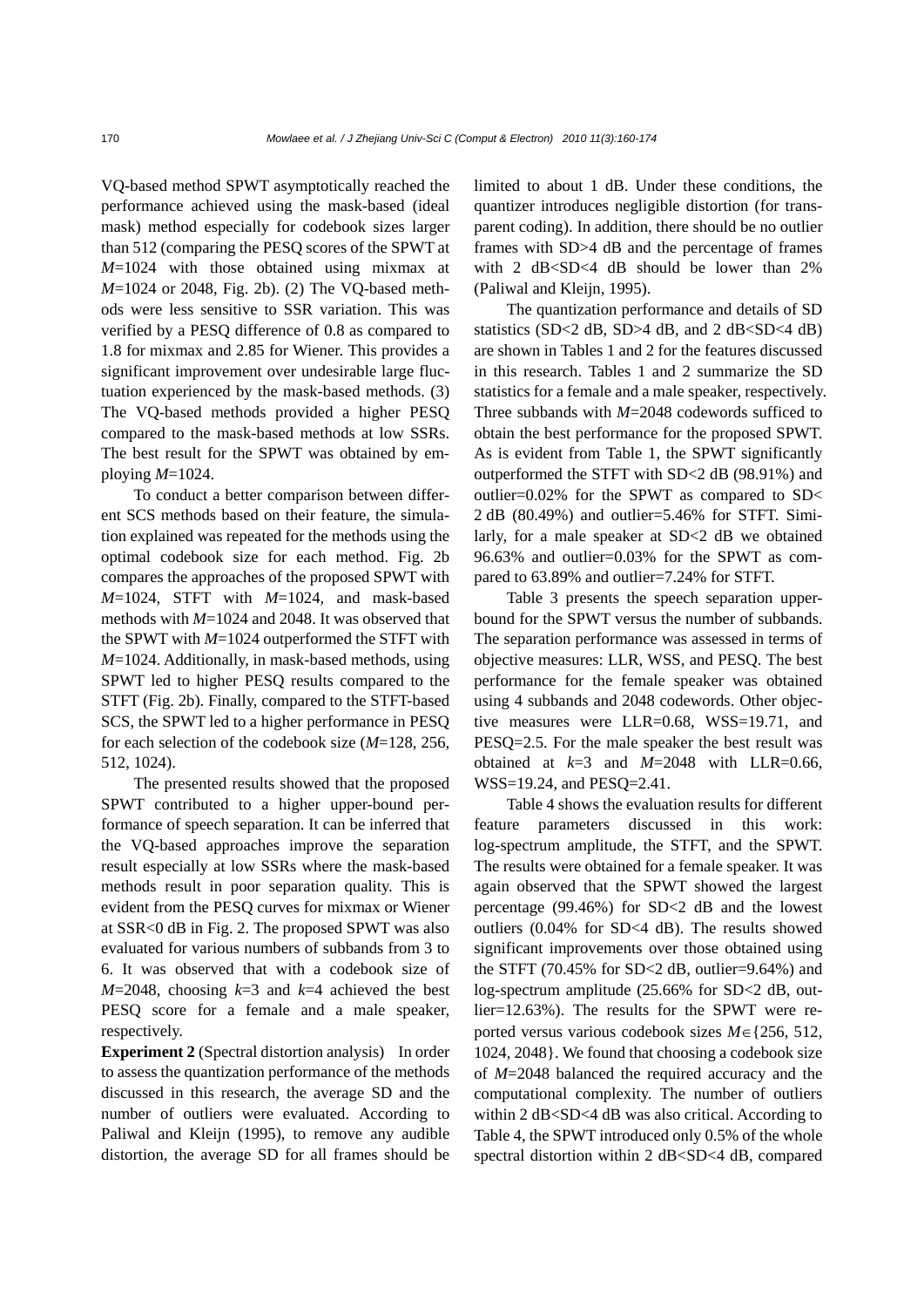VQ-based method SPWT asymptotically reached the performance achieved using the mask-based (ideal mask) method especially for codebook sizes larger than 512 (comparing the PESQ scores of the SPWT at $M$=1024 with those obtained using mixmax at $M$=1024 or 2048, Fig. 2b). (2) The VQ-based methods were less sensitive to SSR variation. This was verified by a PESQ difference of 0.8 as compared to 1.8 for mixmax and 2.85 for Wiener. This provides a significant improvement over undesirable large fluctuation experienced by the mask-based methods. (3) The VQ-based methods provided a higher PESQ compared to the mask-based methods at low SSRs. The best result for the SPWT was obtained by employing $M$=1024.

To conduct a better comparison between different SCS methods based on their feature, the simulation explained was repeated for the methods using the optimal codebook size for each method. Fig. 2b compares the approaches of the proposed SPWT with $M$=1024, STFT with $M$=1024, and mask-based methods with $M$=1024 and 2048. It was observed that the SPWT with $M$=1024 outperformed the STFT with $M$=1024. Additionally, in mask-based methods, using SPWT led to higher PESQ results compared to the STFT (Fig. 2b). Finally, compared to the STFT-based SCS, the SPWT led to a higher performance in PESQ for each selection of the codebook size ($M$=128, 256, 512, 1024).

The presented results showed that the proposed SPWT contributed to a higher upper-bound performance of speech separation. It can be inferred that the VQ-based approaches improve the separation result especially at low SSRs where the mask-based methods result in poor separation quality. This is evident from the PESQ curves for mixmax or Wiener at SSR<0 dB in Fig. 2. The proposed SPWT was also evaluated for various numbers of subbands from 3 to 6. It was observed that with a codebook size of $M$=2048, choosing $k$=3 and $k$=4 achieved the best PESQ score for a female and a male speaker, respectively.

**Experiment 2** (Spectral distortion analysis) In order to assess the quantization performance of the methods discussed in this research, the average SD and the number of outliers were evaluated. According to Paliwal and Kleijn (1995), to remove any audible distortion, the average SD for all frames should be limited to about 1 dB. Under these conditions, the quantizer introduces negligible distortion (for transparent coding). In addition, there should be no outlier frames with SD>4 dB and the percentage of frames with 2 dB<SD<4 dB should be lower than 2% (Paliwal and Kleijn, 1995).

The quantization performance and details of SD statistics (SD<2 dB, SD>4 dB, and 2 dB<SD<4 dB) are shown in Tables 1 and 2 for the features discussed in this research. Tables 1 and 2 summarize the SD statistics for a female and a male speaker, respectively. Three subbands with $M$=2048 codewords sufficed to obtain the best performance for the proposed SPWT. As is evident from Table 1, the SPWT significantly outperformed the STFT with SD<2 dB (98.91%) and outlier=0.02% for the SPWT as compared to SD< 2 dB (80.49%) and outlier=5.46% for STFT. Similarly, for a male speaker at SD<2 dB we obtained 96.63% and outlier=0.03% for the SPWT as compared to 63.89% and outlier=7.24% for STFT.

Table 3 presents the speech separation upper-bound for the SPWT versus the number of subbands. The separation performance was assessed in terms of objective measures: LLR, WSS, and PESQ. The best performance for the female speaker was obtained using 4 subbands and 2048 codewords. Other objective measures were LLR=0.68, WSS=19.71, and PESQ=2.5. For the male speaker the best result was obtained at $k$=3 and $M$=2048 with LLR=0.66, WSS=19.24, and PESQ=2.41.

Table 4 shows the evaluation results for different feature parameters discussed in this work: log-spectrum amplitude, the STFT, and the SPWT. The results were obtained for a female speaker. It was again observed that the SPWT showed the largest percentage (99.46%) for SD<2 dB and the lowest outliers (0.04% for SD<4 dB). The results showed significant improvements over those obtained using the STFT (70.45% for SD<2 dB, outlier=9.64%) and log-spectrum amplitude (25.66% for SD<2 dB, outlier=12.63%). The results for the SPWT were reported versus various codebook sizes $M\in\{256, 512, 1024, 2048\}$. We found that choosing a codebook size of $M$=2048 balanced the required accuracy and the computational complexity. The number of outliers within 2 dB<SD<4 dB was also critical. According to Table 4, the SPWT introduced only 0.5% of the whole spectral distortion within 2 dB<SD<4 dB, compared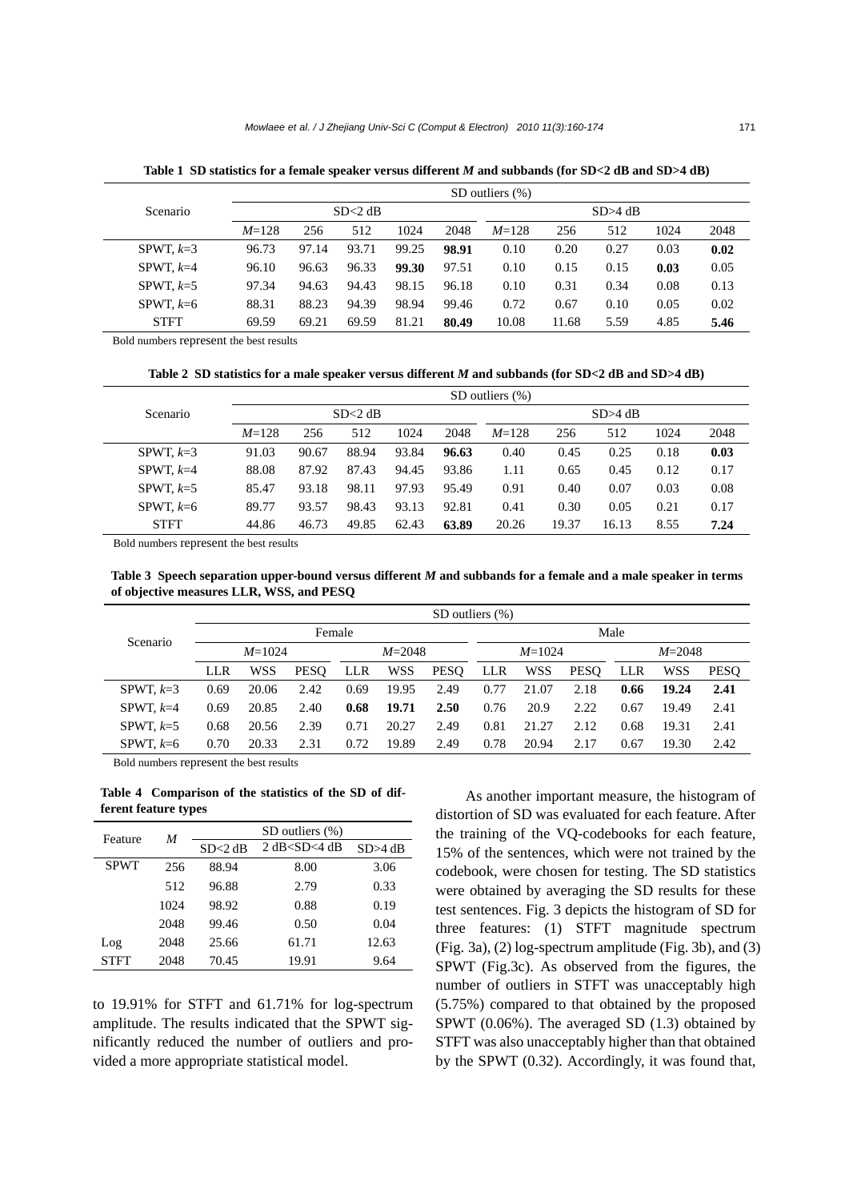**Table 1 SD statistics for a female speaker versus different *M* and subbands (for SD<2 dB and SD>4 dB)**

| Scenario | SD outliers (%) | | | | | | | | | |
|---|---|---|---|---|---|---|---|---|---|---|
| | SD<2 dB | | | | | SD>4 dB | | | | |
| | *M*=128 | 256 | 512 | 1024 | 2048 | *M*=128 | 256 | 512 | 1024 | 2048 |
| SPWT, *k*=3 | 96.73 | 97.14 | 93.71 | 99.25 | **98.91** | 0.10 | 0.20 | 0.27 | 0.03 | **0.02** |
| SPWT, *k*=4 | 96.10 | 96.63 | 96.33 | **99.30** | 97.51 | 0.10 | 0.15 | 0.15 | **0.03** | 0.05 |
| SPWT, *k*=5 | 97.34 | 94.63 | 94.43 | 98.15 | 96.18 | 0.10 | 0.31 | 0.34 | 0.08 | 0.13 |
| SPWT, *k*=6 | 88.31 | 88.23 | 94.39 | 98.94 | 99.46 | 0.72 | 0.67 | 0.10 | 0.05 | 0.02 |
| STFT | 69.59 | 69.21 | 69.59 | 81.21 | **80.49** | 10.08 | 11.68 | 5.59 | 4.85 | **5.46** |

Bold numbers represent the best results

**Table 2 SD statistics for a male speaker versus different *M* and subbands (for SD<2 dB and SD>4 dB)**

| Scenario | SD outliers (%) | | | | | | | | | |
|---|---|---|---|---|---|---|---|---|---|---|
| | SD<2 dB | | | | | SD>4 dB | | | | |
| | *M*=128 | 256 | 512 | 1024 | 2048 | *M*=128 | 256 | 512 | 1024 | 2048 |
| SPWT, *k*=3 | 91.03 | 90.67 | 88.94 | 93.84 | **96.63** | 0.40 | 0.45 | 0.25 | 0.18 | **0.03** |
| SPWT, *k*=4 | 88.08 | 87.92 | 87.43 | 94.45 | 93.86 | 1.11 | 0.65 | 0.45 | 0.12 | 0.17 |
| SPWT, *k*=5 | 85.47 | 93.18 | 98.11 | 97.93 | 95.49 | 0.91 | 0.40 | 0.07 | 0.03 | 0.08 |
| SPWT, *k*=6 | 89.77 | 93.57 | 98.43 | 93.13 | 92.81 | 0.41 | 0.30 | 0.05 | 0.21 | 0.17 |
| STFT | 44.86 | 46.73 | 49.85 | 62.43 | **63.89** | 20.26 | 19.37 | 16.13 | 8.55 | **7.24** |

Bold numbers represent the best results

**Table 3 Speech separation upper-bound versus different *M* and subbands for a female and a male speaker in terms of objective measures LLR, WSS, and PESQ**

| Scenario | SD outliers (%) | | | | | | | | | | | |
|---|---|---|---|---|---|---|---|---|---|---|---|---|
| | Female | | | | | | Male | | | | | |
| | *M*=1024 | | | *M*=2048 | | | *M*=1024 | | | *M*=2048 | | |
| | LLR | WSS | PESQ | LLR | WSS | PESQ | LLR | WSS | PESQ | LLR | WSS | PESQ |
| SPWT, *k*=3 | 0.69 | 20.06 | 2.42 | 0.69 | 19.95 | 2.49 | 0.77 | 21.07 | 2.18 | **0.66** | **19.24** | **2.41** |
| SPWT, *k*=4 | 0.69 | 20.85 | 2.40 | **0.68** | **19.71** | **2.50** | 0.76 | 20.9 | 2.22 | 0.67 | 19.49 | 2.41 |
| SPWT, *k*=5 | 0.68 | 20.56 | 2.39 | 0.71 | 20.27 | 2.49 | 0.81 | 21.27 | 2.12 | 0.68 | 19.31 | 2.41 |
| SPWT, *k*=6 | 0.70 | 20.33 | 2.31 | 0.72 | 19.89 | 2.49 | 0.78 | 20.94 | 2.17 | 0.67 | 19.30 | 2.42 |

Bold numbers represent the best results

**Table 4 Comparison of the statistics of the SD of different feature types**

| Feature | *M* | SD outliers (%) | | |
|---|---|---|---|---|
| | | SD<2 dB | 2 dB<SD<4 dB | SD>4 dB |
| SPWT | 256 | 88.94 | 8.00 | 3.06 |
| | 512 | 96.88 | 2.79 | 0.33 |
| | 1024 | 98.92 | 0.88 | 0.19 |
| | 2048 | 99.46 | 0.50 | 0.04 |
| Log | 2048 | 25.66 | 61.71 | 12.63 |
| STFT | 2048 | 70.45 | 19.91 | 9.64 |

to 19.91% for STFT and 61.71% for log-spectrum amplitude. The results indicated that the SPWT significantly reduced the number of outliers and provided a more appropriate statistical model.

As another important measure, the histogram of distortion of SD was evaluated for each feature. After the training of the VQ-codebooks for each feature, 15% of the sentences, which were not trained by the codebook, were chosen for testing. The SD statistics were obtained by averaging the SD results for these test sentences. Fig. 3 depicts the histogram of SD for three features: (1) STFT magnitude spectrum (Fig. 3a), (2) log-spectrum amplitude (Fig. 3b), and (3) SPWT (Fig.3c). As observed from the figures, the number of outliers in STFT was unacceptably high (5.75%) compared to that obtained by the proposed SPWT (0.06%). The averaged SD (1.3) obtained by STFT was also unacceptably higher than that obtained by the SPWT (0.32). Accordingly, it was found that,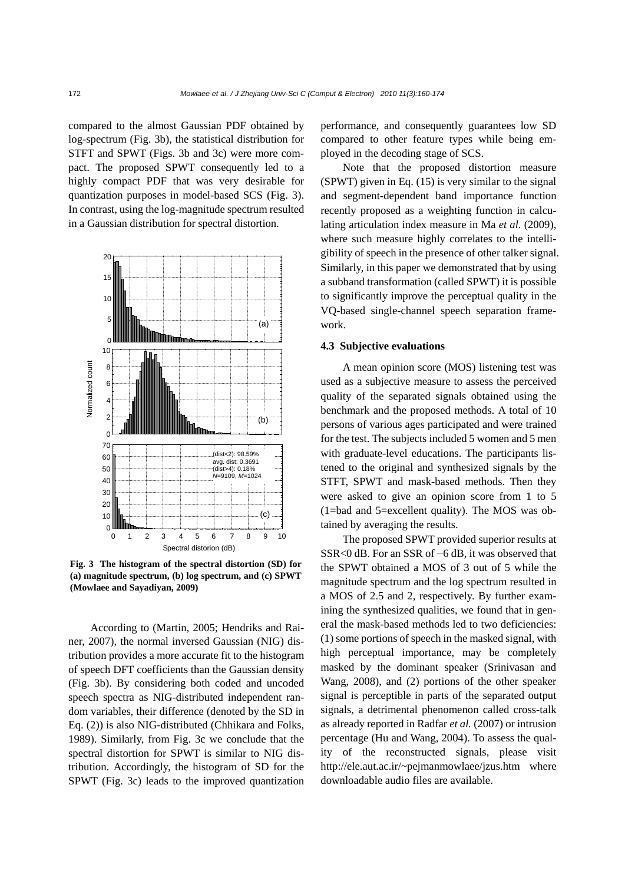compared to the almost Gaussian PDF obtained by log-spectrum (Fig. 3b), the statistical distribution for STFT and SPWT (Figs. 3b and 3c) were more compact. The proposed SPWT consequently led to a highly compact PDF that was very desirable for quantization purposes in model-based SCS (Fig. 3). In contrast, using the log-magnitude spectrum resulted in a Gaussian distribution for spectral distortion.

**Fig. 3 The histogram of the spectral distortion (SD) for (a) magnitude spectrum, (b) log spectrum, and (c) SPWT (Mowlaee and Sayadiyan, 2009)**

According to (Martin, 2005; Hendriks and Rainer, 2007), the normal inversed Gaussian (NIG) distribution provides a more accurate fit to the histogram of speech DFT coefficients than the Gaussian density (Fig. 3b). By considering both coded and uncoded speech spectra as NIG-distributed independent random variables, their difference (denoted by the SD in Eq. (2)) is also NIG-distributed (Chhikara and Folks, 1989). Similarly, from Fig. 3c we conclude that the spectral distortion for SPWT is similar to NIG distribution. Accordingly, the histogram of SD for the SPWT (Fig. 3c) leads to the improved quantization performance, and consequently guarantees low SD compared to other feature types while being employed in the decoding stage of SCS.

Note that the proposed distortion measure (SPWT) given in Eq. (15) is very similar to the signal and segment-dependent band importance function recently proposed as a weighting function in calculating articulation index measure in Ma *et al.* (2009), where such measure highly correlates to the intelligibility of speech in the presence of other talker signal. Similarly, in this paper we demonstrated that by using a subband transformation (called SPWT) it is possible to significantly improve the perceptual quality in the VQ-based single-channel speech separation framework.

### 4.3 Subjective evaluations

A mean opinion score (MOS) listening test was used as a subjective measure to assess the perceived quality of the separated signals obtained using the benchmark and the proposed methods. A total of 10 persons of various ages participated and were trained for the test. The subjects included 5 women and 5 men with graduate-level educations. The participants listened to the original and synthesized signals by the STFT, SPWT and mask-based methods. Then they were asked to give an opinion score from 1 to 5 (1=bad and 5=excellent quality). The MOS was obtained by averaging the results.

The proposed SPWT provided superior results at SSR<0 dB. For an SSR of −6 dB, it was observed that the SPWT obtained a MOS of 3 out of 5 while the magnitude spectrum and the log spectrum resulted in a MOS of 2.5 and 2, respectively. By further examining the synthesized qualities, we found that in general the mask-based methods led to two deficiencies: (1) some portions of speech in the masked signal, with high perceptual importance, may be completely masked by the dominant speaker (Srinivasan and Wang, 2008), and (2) portions of the other speaker signal is perceptible in parts of the separated output signals, a detrimental phenomenon called cross-talk as already reported in Radfar *et al.* (2007) or intrusion percentage (Hu and Wang, 2004). To assess the quality of the reconstructed signals, please visit http://ele.aut.ac.ir/~pejmanmowlaee/jzus.htm where downloadable audio files are available.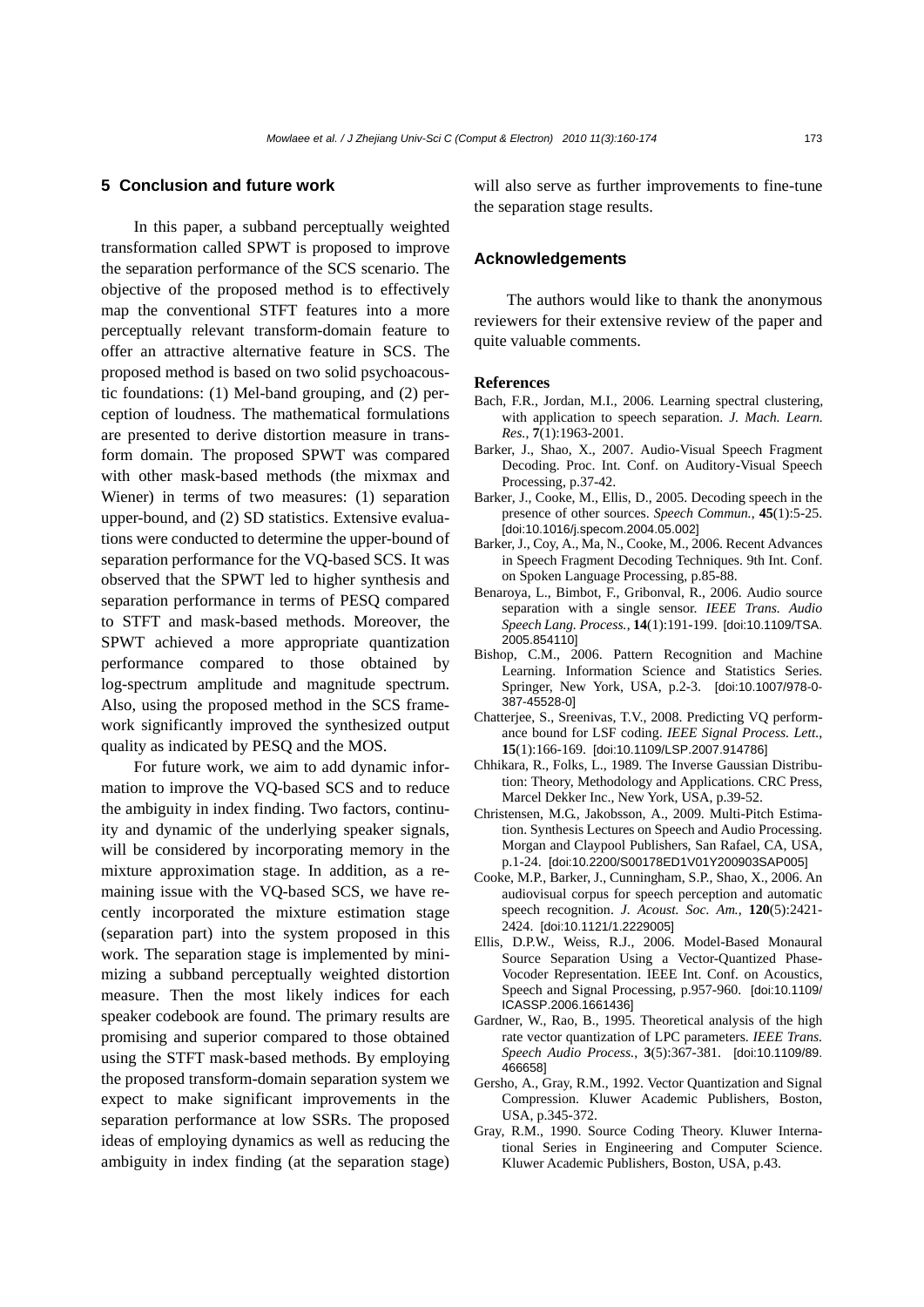## 5 Conclusion and future work

In this paper, a subband perceptually weighted transformation called SPWT is proposed to improve the separation performance of the SCS scenario. The objective of the proposed method is to effectively map the conventional STFT features into a more perceptually relevant transform-domain feature to offer an attractive alternative feature in SCS. The proposed method is based on two solid psychoacoustic foundations: (1) Mel-band grouping, and (2) perception of loudness. The mathematical formulations are presented to derive distortion measure in transform domain. The proposed SPWT was compared with other mask-based methods (the mixmax and Wiener) in terms of two measures: (1) separation upper-bound, and (2) SD statistics. Extensive evaluations were conducted to determine the upper-bound of separation performance for the VQ-based SCS. It was observed that the SPWT led to higher synthesis and separation performance in terms of PESQ compared to STFT and mask-based methods. Moreover, the SPWT achieved a more appropriate quantization performance compared to those obtained by log-spectrum amplitude and magnitude spectrum. Also, using the proposed method in the SCS framework significantly improved the synthesized output quality as indicated by PESQ and the MOS.

For future work, we aim to add dynamic information to improve the VQ-based SCS and to reduce the ambiguity in index finding. Two factors, continuity and dynamic of the underlying speaker signals, will be considered by incorporating memory in the mixture approximation stage. In addition, as a remaining issue with the VQ-based SCS, we have recently incorporated the mixture estimation stage (separation part) into the system proposed in this work. The separation stage is implemented by minimizing a subband perceptually weighted distortion measure. Then the most likely indices for each speaker codebook are found. The primary results are promising and superior compared to those obtained using the STFT mask-based methods. By employing the proposed transform-domain separation system we expect to make significant improvements in the separation performance at low SSRs. The proposed ideas of employing dynamics as well as reducing the ambiguity in index finding (at the separation stage) will also serve as further improvements to fine-tune the separation stage results.

## Acknowledgements

The authors would like to thank the anonymous reviewers for their extensive review of the paper and quite valuable comments.

## References

Bach, F.R., Jordan, M.I., 2006. Learning spectral clustering, with application to speech separation. *J. Mach. Learn. Res.*, **7**(1):1963-2001.

Barker, J., Shao, X., 2007. Audio-Visual Speech Fragment Decoding. Proc. Int. Conf. on Auditory-Visual Speech Processing, p.37-42.

Barker, J., Cooke, M., Ellis, D., 2005. Decoding speech in the presence of other sources. *Speech Commun.*, **45**(1):5-25. [doi:10.1016/j.specom.2004.05.002]

Barker, J., Coy, A., Ma, N., Cooke, M., 2006. Recent Advances in Speech Fragment Decoding Techniques. 9th Int. Conf. on Spoken Language Processing, p.85-88.

Benaroya, L., Bimbot, F., Gribonval, R., 2006. Audio source separation with a single sensor. *IEEE Trans. Audio Speech Lang. Process.*, **14**(1):191-199. [doi:10.1109/TSA.2005.854110]

Bishop, C.M., 2006. Pattern Recognition and Machine Learning. Information Science and Statistics Series. Springer, New York, USA, p.2-3. [doi:10.1007/978-0-387-45528-0]

Chatterjee, S., Sreenivas, T.V., 2008. Predicting VQ performance bound for LSF coding. *IEEE Signal Process. Lett.*, **15**(1):166-169. [doi:10.1109/LSP.2007.914786]

Chhikara, R., Folks, L., 1989. The Inverse Gaussian Distribution: Theory, Methodology and Applications. CRC Press, Marcel Dekker Inc., New York, USA, p.39-52.

Christensen, M.G., Jakobsson, A., 2009. Multi-Pitch Estimation. Synthesis Lectures on Speech and Audio Processing. Morgan and Claypool Publishers, San Rafael, CA, USA, p.1-24. [doi:10.2200/S00178ED1V01Y200903SAP005]

Cooke, M.P., Barker, J., Cunningham, S.P., Shao, X., 2006. An audiovisual corpus for speech perception and automatic speech recognition. *J. Acoust. Soc. Am.*, **120**(5):2421-2424. [doi:10.1121/1.2229005]

Ellis, D.P.W., Weiss, R.J., 2006. Model-Based Monaural Source Separation Using a Vector-Quantized Phase-Vocoder Representation. IEEE Int. Conf. on Acoustics, Speech and Signal Processing, p.957-960. [doi:10.1109/ICASSP.2006.1661436]

Gardner, W., Rao, B., 1995. Theoretical analysis of the high rate vector quantization of LPC parameters. *IEEE Trans. Speech Audio Process.*, **3**(5):367-381. [doi:10.1109/89.466658]

Gersho, A., Gray, R.M., 1992. Vector Quantization and Signal Compression. Kluwer Academic Publishers, Boston, USA, p.345-372.

Gray, R.M., 1990. Source Coding Theory. Kluwer International Series in Engineering and Computer Science. Kluwer Academic Publishers, Boston, USA, p.43.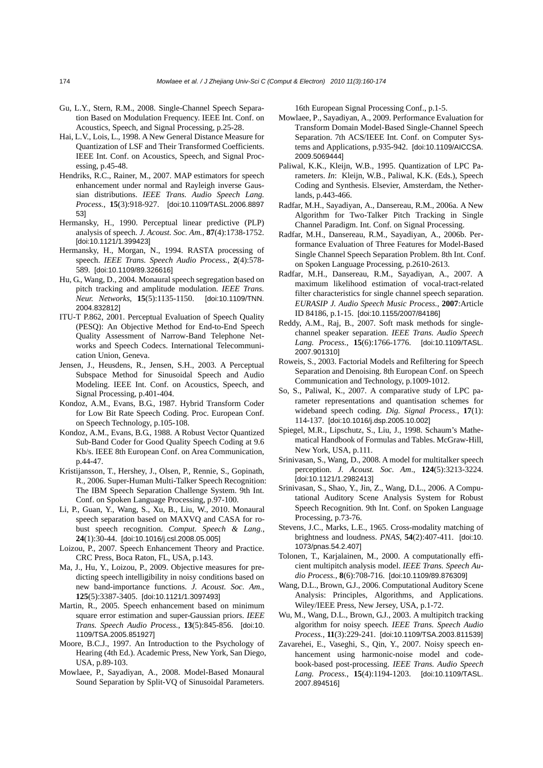Gu, L.Y., Stern, R.M., 2008. Single-Channel Speech Separation Based on Modulation Frequency. IEEE Int. Conf. on Acoustics, Speech, and Signal Processing, p.25-28.

Hai, L.V., Lois, L., 1998. A New General Distance Measure for Quantization of LSF and Their Transformed Coefficients. IEEE Int. Conf. on Acoustics, Speech, and Signal Processing, p.45-48.

Hendriks, R.C., Rainer, M., 2007. MAP estimators for speech enhancement under normal and Rayleigh inverse Gaussian distributions. *IEEE Trans. Audio Speech Lang. Process.*, **15**(3):918-927. [doi:10.1109/TASL.2006.889753]

Hermansky, H., 1990. Perceptual linear predictive (PLP) analysis of speech. *J. Acoust. Soc. Am.*, **87**(4):1738-1752. [doi:10.1121/1.399423]

Hermansky, H., Morgan, N., 1994. RASTA processing of speech. *IEEE Trans. Speech Audio Process.*, **2**(4):578-589. [doi:10.1109/89.326616]

Hu, G., Wang, D., 2004. Monaural speech segregation based on pitch tracking and amplitude modulation. *IEEE Trans. Neur. Networks*, **15**(5):1135-1150. [doi:10.1109/TNN.2004.832812]

ITU-T P.862, 2001. Perceptual Evaluation of Speech Quality (PESQ): An Objective Method for End-to-End Speech Quality Assessment of Narrow-Band Telephone Networks and Speech Codecs. International Telecommunication Union, Geneva.

Jensen, J., Heusdens, R., Jensen, S.H., 2003. A Perceptual Subspace Method for Sinusoidal Speech and Audio Modeling. IEEE Int. Conf. on Acoustics, Speech, and Signal Processing, p.401-404.

Kondoz, A.M., Evans, B.G., 1987. Hybrid Transform Coder for Low Bit Rate Speech Coding. Proc. European Conf. on Speech Technology, p.105-108.

Kondoz, A.M., Evans, B.G., 1988. A Robust Vector Quantized Sub-Band Coder for Good Quality Speech Coding at 9.6 Kb/s. IEEE 8th European Conf. on Area Communication, p.44-47.

Kristijansson, T., Hershey, J., Olsen, P., Rennie, S., Gopinath, R., 2006. Super-Human Multi-Talker Speech Recognition: The IBM Speech Separation Challenge System. 9th Int. Conf. on Spoken Language Processing, p.97-100.

Li, P., Guan, Y., Wang, S., Xu, B., Liu, W., 2010. Monaural speech separation based on MAXVQ and CASA for robust speech recognition. *Comput. Speech & Lang.*, **24**(1):30-44. [doi:10.1016/j.csl.2008.05.005]

Loizou, P., 2007. Speech Enhancement Theory and Practice. CRC Press, Boca Raton, FL, USA, p.143.

Ma, J., Hu, Y., Loizou, P., 2009. Objective measures for predicting speech intelligibility in noisy conditions based on new band-importance functions. *J. Acoust. Soc. Am.*, **125**(5):3387-3405. [doi:10.1121/1.3097493]

Martin, R., 2005. Speech enhancement based on minimum square error estimation and super-Gaussian priors. *IEEE Trans. Speech Audio Process.*, **13**(5):845-856. [doi:10.1109/TSA.2005.851927]

Moore, B.C.J., 1997. An Introduction to the Psychology of Hearing (4th Ed.). Academic Press, New York, San Diego, USA, p.89-103.

Mowlaee, P., Sayadiyan, A., 2008. Model-Based Monaural Sound Separation by Split-VQ of Sinusoidal Parameters. 16th European Signal Processing Conf., p.1-5.

Mowlaee, P., Sayadiyan, A., 2009. Performance Evaluation for Transform Domain Model-Based Single-Channel Speech Separation. 7th ACS/IEEE Int. Conf. on Computer Systems and Applications, p.935-942. [doi:10.1109/AICCSA.2009.5069444]

Paliwal, K.K., Kleijn, W.B., 1995. Quantization of LPC Parameters. *In*: Kleijn, W.B., Paliwal, K.K. (Eds.), Speech Coding and Synthesis. Elsevier, Amsterdam, the Netherlands, p.443-466.

Radfar, M.H., Sayadiyan, A., Dansereau, R.M., 2006a. A New Algorithm for Two-Talker Pitch Tracking in Single Channel Paradigm. Int. Conf. on Signal Processing.

Radfar, M.H., Dansereau, R.M., Sayadiyan, A., 2006b. Performance Evaluation of Three Features for Model-Based Single Channel Speech Separation Problem. 8th Int. Conf. on Spoken Language Processing, p.2610-2613.

Radfar, M.H., Dansereau, R.M., Sayadiyan, A., 2007. A maximum likelihood estimation of vocal-tract-related filter characteristics for single channel speech separation. *EURASIP J. Audio Speech Music Process.*, **2007**:Article ID 84186, p.1-15. [doi:10.1155/2007/84186]

Reddy, A.M., Raj, B., 2007. Soft mask methods for single-channel speaker separation. *IEEE Trans. Audio Speech Lang. Process.*, **15**(6):1766-1776. [doi:10.1109/TASL.2007.901310]

Roweis, S., 2003. Factorial Models and Refiltering for Speech Separation and Denoising. 8th European Conf. on Speech Communication and Technology, p.1009-1012.

So, S., Paliwal, K., 2007. A comparative study of LPC parameter representations and quantisation schemes for wideband speech coding. *Dig. Signal Process.*, **17**(1):114-137. [doi:10.1016/j.dsp.2005.10.002]

Spiegel, M.R., Lipschutz, S., Liu, J., 1998. Schaum's Mathematical Handbook of Formulas and Tables. McGraw-Hill, New York, USA, p.111.

Srinivasan, S., Wang, D., 2008. A model for multitalker speech perception. *J. Acoust. Soc. Am*., **124**(5):3213-3224. [doi:10.1121/1.2982413]

Srinivasan, S., Shao, Y., Jin, Z., Wang, D.L., 2006. A Computational Auditory Scene Analysis System for Robust Speech Recognition. 9th Int. Conf. on Spoken Language Processing, p.73-76.

Stevens, J.C., Marks, L.E., 1965. Cross-modality matching of brightness and loudness. *PNAS*, **54**(2):407-411. [doi:10.1073/pnas.54.2.407]

Tolonen, T., Karjalainen, M., 2000. A computationally efficient multipitch analysis model. *IEEE Trans. Speech Audio Process.*, **8**(6):708-716. [doi:10.1109/89.876309]

Wang, D.L., Brown, G.J., 2006. Computational Auditory Scene Analysis: Principles, Algorithms, and Applications. Wiley/IEEE Press, New Jersey, USA, p.1-72.

Wu, M., Wang, D.L., Brown, G.J., 2003. A multipitch tracking algorithm for noisy speech. *IEEE Trans. Speech Audio Process.*, **11**(3):229-241. [doi:10.1109/TSA.2003.811539]

Zavarehei, E., Vaseghi, S., Qin, Y., 2007. Noisy speech enhancement using harmonic-noise model and codebook-based post-processing. *IEEE Trans. Audio Speech Lang. Process.*, **15**(4):1194-1203. [doi:10.1109/TASL.2007.894516]